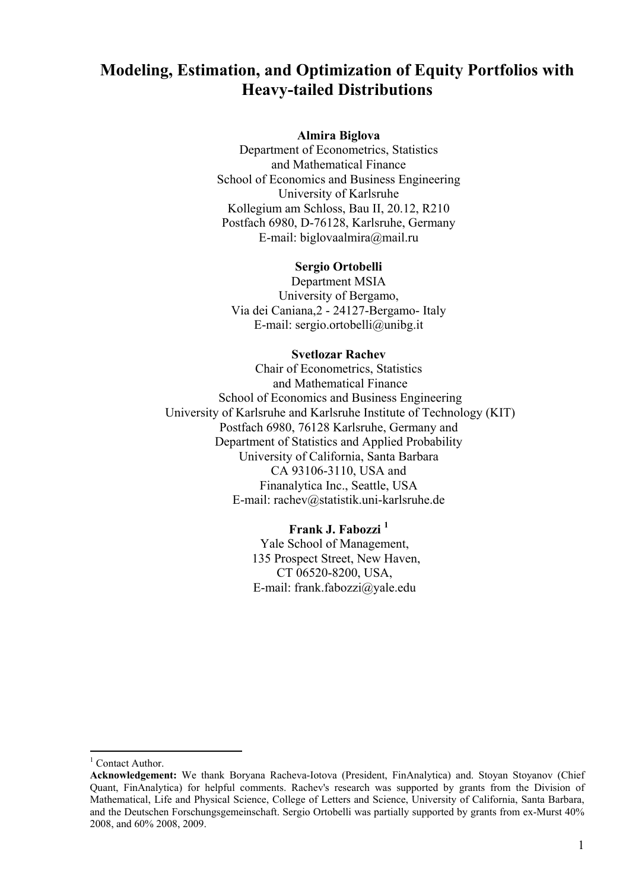# Modeling, Estimation, and Optimization of Equity Portfolios with Heavy-tailed Distributions

**Almira Biglova**
Department of Econometrics, Statistics
and Mathematical Finance
School of Economics and Business Engineering
University of Karlsruhe
Kollegium am Schloss, Bau II, 20.12, R210
Postfach 6980, D-76128, Karlsruhe, Germany
E-mail: biglovaalmira@mail.ru

**Sergio Ortobelli**
Department MSIA
University of Bergamo,
Via dei Caniana,2 - 24127-Bergamo- Italy
E-mail: sergio.ortobelli@unibg.it

**Svetlozar Rachev**
Chair of Econometrics, Statistics
and Mathematical Finance
School of Economics and Business Engineering
University of Karlsruhe and Karlsruhe Institute of Technology (KIT)
Postfach 6980, 76128 Karlsruhe, Germany and
Department of Statistics and Applied Probability
University of California, Santa Barbara
CA 93106-3110, USA and
Finanalytica Inc., Seattle, USA
E-mail: rachev@statistik.uni-karlsruhe.de

**Frank J. Fabozzi** [1]
Yale School of Management,
135 Prospect Street, New Haven,
CT 06520-8200, USA,
E-mail: frank.fabozzi@yale.edu

---

[1] Contact Author.

**Acknowledgement:** We thank Boryana Racheva-Iotova (President, FinAnalytica) and. Stoyan Stoyanov (Chief Quant, FinAnalytica) for helpful comments. Rachev's research was supported by grants from the Division of Mathematical, Life and Physical Science, College of Letters and Science, University of California, Santa Barbara, and the Deutschen Forschungsgemeinschaft. Sergio Ortobelli was partially supported by grants from ex-Murst 40% 2008, and 60% 2008, 2009.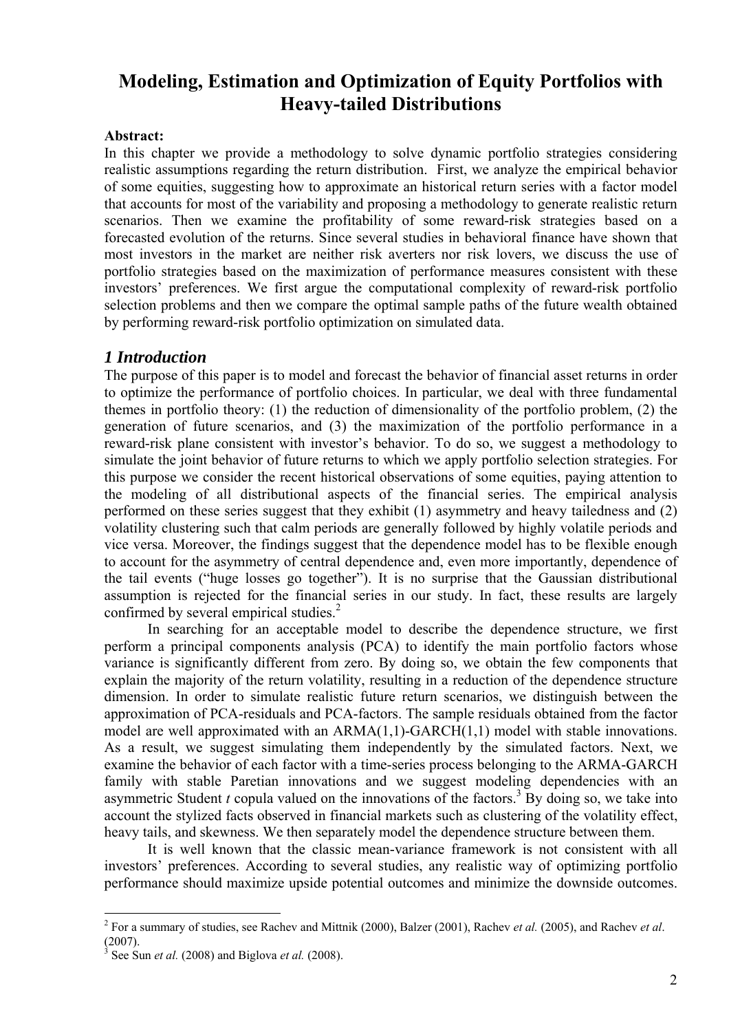# Modeling, Estimation and Optimization of Equity Portfolios with Heavy-tailed Distributions

**Abstract:**
In this chapter we provide a methodology to solve dynamic portfolio strategies considering realistic assumptions regarding the return distribution. First, we analyze the empirical behavior of some equities, suggesting how to approximate an historical return series with a factor model that accounts for most of the variability and proposing a methodology to generate realistic return scenarios. Then we examine the profitability of some reward-risk strategies based on a forecasted evolution of the returns. Since several studies in behavioral finance have shown that most investors in the market are neither risk averters nor risk lovers, we discuss the use of portfolio strategies based on the maximization of performance measures consistent with these investors' preferences. We first argue the computational complexity of reward-risk portfolio selection problems and then we compare the optimal sample paths of the future wealth obtained by performing reward-risk portfolio optimization on simulated data.

## *1 Introduction*

The purpose of this paper is to model and forecast the behavior of financial asset returns in order to optimize the performance of portfolio choices. In particular, we deal with three fundamental themes in portfolio theory: (1) the reduction of dimensionality of the portfolio problem, (2) the generation of future scenarios, and (3) the maximization of the portfolio performance in a reward-risk plane consistent with investor's behavior. To do so, we suggest a methodology to simulate the joint behavior of future returns to which we apply portfolio selection strategies. For this purpose we consider the recent historical observations of some equities, paying attention to the modeling of all distributional aspects of the financial series. The empirical analysis performed on these series suggest that they exhibit (1) asymmetry and heavy tailedness and (2) volatility clustering such that calm periods are generally followed by highly volatile periods and vice versa. Moreover, the findings suggest that the dependence model has to be flexible enough to account for the asymmetry of central dependence and, even more importantly, dependence of the tail events ("huge losses go together"). It is no surprise that the Gaussian distributional assumption is rejected for the financial series in our study. In fact, these results are largely confirmed by several empirical studies.[2]

In searching for an acceptable model to describe the dependence structure, we first perform a principal components analysis (PCA) to identify the main portfolio factors whose variance is significantly different from zero. By doing so, we obtain the few components that explain the majority of the return volatility, resulting in a reduction of the dependence structure dimension. In order to simulate realistic future return scenarios, we distinguish between the approximation of PCA-residuals and PCA-factors. The sample residuals obtained from the factor model are well approximated with an ARMA(1,1)-GARCH(1,1) model with stable innovations. As a result, we suggest simulating them independently by the simulated factors. Next, we examine the behavior of each factor with a time-series process belonging to the ARMA-GARCH family with stable Paretian innovations and we suggest modeling dependencies with an asymmetric Student *t* copula valued on the innovations of the factors.[3] By doing so, we take into account the stylized facts observed in financial markets such as clustering of the volatility effect, heavy tails, and skewness. We then separately model the dependence structure between them.

It is well known that the classic mean-variance framework is not consistent with all investors' preferences. According to several studies, any realistic way of optimizing portfolio performance should maximize upside potential outcomes and minimize the downside outcomes.

[2] For a summary of studies, see Rachev and Mittnik (2000), Balzer (2001), Rachev *et al.* (2005), and Rachev *et al*. (2007).

[3] See Sun *et al.* (2008) and Biglova *et al.* (2008).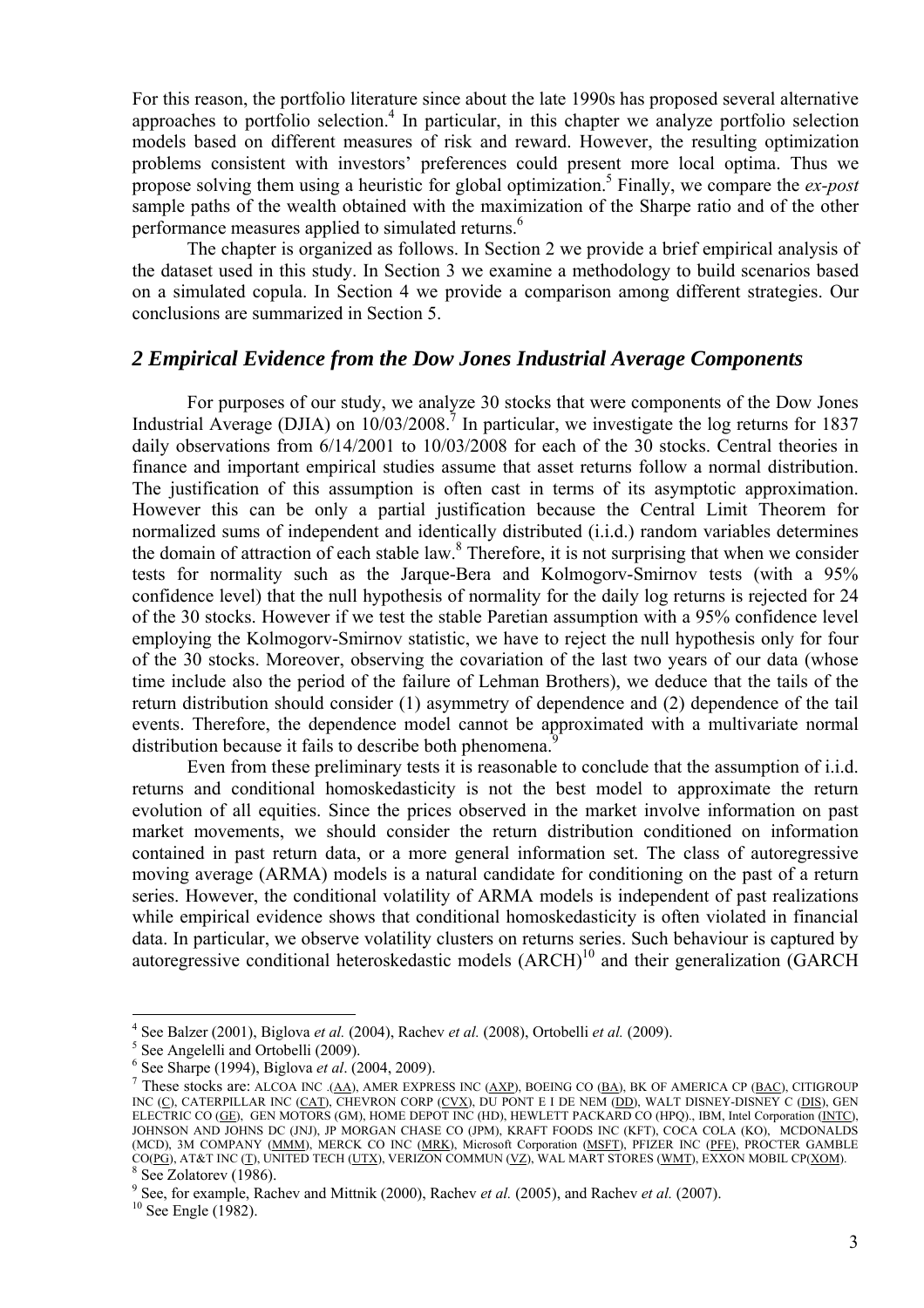For this reason, the portfolio literature since about the late 1990s has proposed several alternative approaches to portfolio selection.[4] In particular, in this chapter we analyze portfolio selection models based on different measures of risk and reward. However, the resulting optimization problems consistent with investors' preferences could present more local optima. Thus we propose solving them using a heuristic for global optimization.[5] Finally, we compare the *ex-post* sample paths of the wealth obtained with the maximization of the Sharpe ratio and of the other performance measures applied to simulated returns.[6]

The chapter is organized as follows. In Section 2 we provide a brief empirical analysis of the dataset used in this study. In Section 3 we examine a methodology to build scenarios based on a simulated copula. In Section 4 we provide a comparison among different strategies. Our conclusions are summarized in Section 5.

## *2 Empirical Evidence from the Dow Jones Industrial Average Components*

For purposes of our study, we analyze 30 stocks that were components of the Dow Jones Industrial Average (DJIA) on 10/03/2008.[7] In particular, we investigate the log returns for 1837 daily observations from 6/14/2001 to 10/03/2008 for each of the 30 stocks. Central theories in finance and important empirical studies assume that asset returns follow a normal distribution. The justification of this assumption is often cast in terms of its asymptotic approximation. However this can be only a partial justification because the Central Limit Theorem for normalized sums of independent and identically distributed (i.i.d.) random variables determines the domain of attraction of each stable law.[8] Therefore, it is not surprising that when we consider tests for normality such as the Jarque-Bera and Kolmogorv-Smirnov tests (with a 95% confidence level) that the null hypothesis of normality for the daily log returns is rejected for 24 of the 30 stocks. However if we test the stable Paretian assumption with a 95% confidence level employing the Kolmogorv-Smirnov statistic, we have to reject the null hypothesis only for four of the 30 stocks. Moreover, observing the covariation of the last two years of our data (whose time include also the period of the failure of Lehman Brothers), we deduce that the tails of the return distribution should consider (1) asymmetry of dependence and (2) dependence of the tail events. Therefore, the dependence model cannot be approximated with a multivariate normal distribution because it fails to describe both phenomena.[9]

Even from these preliminary tests it is reasonable to conclude that the assumption of i.i.d. returns and conditional homoskedasticity is not the best model to approximate the return evolution of all equities. Since the prices observed in the market involve information on past market movements, we should consider the return distribution conditioned on information contained in past return data, or a more general information set. The class of autoregressive moving average (ARMA) models is a natural candidate for conditioning on the past of a return series. However, the conditional volatility of ARMA models is independent of past realizations while empirical evidence shows that conditional homoskedasticity is often violated in financial data. In particular, we observe volatility clusters on returns series. Such behaviour is captured by autoregressive conditional heteroskedastic models (ARCH)[10] and their generalization (GARCH

---

[4] See Balzer (2001), Biglova *et al.* (2004), Rachev *et al.* (2008), Ortobelli *et al.* (2009).

[5] See Angelelli and Ortobelli (2009).

[6] See Sharpe (1994), Biglova *et al*. (2004, 2009).

[7] These stocks are: ALCOA INC .(AA), AMER EXPRESS INC (AXP), BOEING CO (BA), BK OF AMERICA CP (BAC), CITIGROUP INC (C), CATERPILLAR INC (CAT), CHEVRON CORP (CVX), DU PONT E I DE NEM (DD), WALT DISNEY-DISNEY C (DIS), GEN ELECTRIC CO (GE), GEN MOTORS (GM), HOME DEPOT INC (HD), HEWLETT PACKARD CO (HPQ)., IBM, Intel Corporation (INTC), JOHNSON AND JOHNS DC (JNJ), JP MORGAN CHASE CO (JPM), KRAFT FOODS INC (KFT), COCA COLA (KO), MCDONALDS (MCD), 3M COMPANY (MMM), MERCK CO INC (MRK), Microsoft Corporation (MSFT), PFIZER INC (PFE), PROCTER GAMBLE CO(PG), AT&T INC (T), UNITED TECH (UTX), VERIZON COMMUN (VZ), WAL MART STORES (WMT), EXXON MOBIL CP(XOM).

[8] See Zolatorev (1986).

[9] See, for example, Rachev and Mittnik (2000), Rachev *et al.* (2005), and Rachev *et al.* (2007).

[10] See Engle (1982).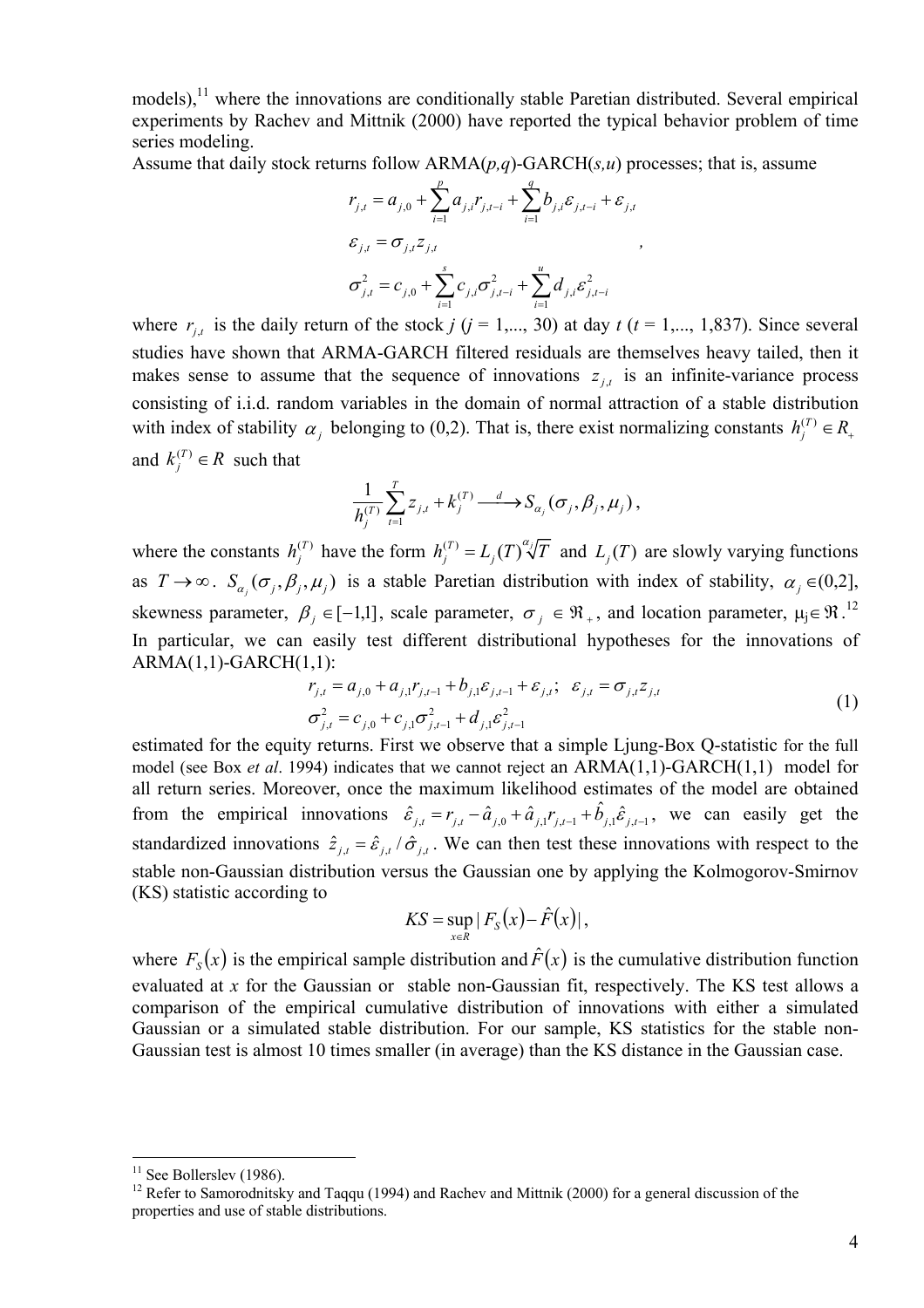models),[11] where the innovations are conditionally stable Paretian distributed. Several empirical experiments by Rachev and Mittnik (2000) have reported the typical behavior problem of time series modeling.

Assume that daily stock returns follow ARMA(*p,q*)-GARCH(*s,u*) processes; that is, assume

$$
\begin{aligned}
r_{j,t} &= a_{j,0} + \sum_{i=1}^{p} a_{j,i} r_{j,t-i} + \sum_{i=1}^{q} b_{j,i} \varepsilon_{j,t-i} + \varepsilon_{j,t} \\
\varepsilon_{j,t} &= \sigma_{j,t} z_{j,t} \\
\sigma_{j,t}^2 &= c_{j,0} + \sum_{i=1}^{s} c_{j,i} \sigma_{j,t-i}^2 + \sum_{i=1}^{u} d_{j,i} \varepsilon_{j,t-i}^2
\end{aligned},
$$

where $r_{j,t}$ is the daily return of the stock *j* (*j* = 1,..., 30) at day *t* (*t* = 1,..., 1,837). Since several studies have shown that ARMA-GARCH filtered residuals are themselves heavy tailed, then it makes sense to assume that the sequence of innovations $z_{j,t}$ is an infinite-variance process consisting of i.i.d. random variables in the domain of normal attraction of a stable distribution with index of stability $\alpha_j$ belonging to (0,2). That is, there exist normalizing constants $h_j^{(T)} \in R_+$ and $k_j^{(T)} \in R$ such that

$$
\frac{1}{h_j^{(T)}} \sum_{t=1}^{T} z_{j,t} + k_j^{(T)} \xrightarrow{\ d\ } S_{\alpha_j}(\sigma_j, \beta_j, \mu_j),
$$

where the constants $h_j^{(T)}$ have the form $h_j^{(T)} = L_j(T) \sqrt[\alpha_j]{T}$ and $L_j(T)$ are slowly varying functions as $T \to \infty$. $S_{\alpha_j}(\sigma_j, \beta_j, \mu_j)$ is a stable Paretian distribution with index of stability, $\alpha_j \in (0,2]$, skewness parameter, $\beta_j \in [-1,1]$, scale parameter, $\sigma_j \in \Re_+$, and location parameter, $\mu_j \in \Re$.[12]

In particular, we can easily test different distributional hypotheses for the innovations of ARMA(1,1)-GARCH(1,1):

$$
\begin{aligned}
&r_{j,t} = a_{j,0} + a_{j,1} r_{j,t-1} + b_{j,1} \varepsilon_{j,t-1} + \varepsilon_{j,t}; \quad \varepsilon_{j,t} = \sigma_{j,t} z_{j,t} \\
&\sigma_{j,t}^2 = c_{j,0} + c_{j,1} \sigma_{j,t-1}^2 + d_{j,1} \varepsilon_{j,t-1}^2
\end{aligned} \tag{1}
$$

estimated for the equity returns. First we observe that a simple Ljung-Box Q-statistic for the full model (see Box *et al*. 1994) indicates that we cannot reject an ARMA(1,1)-GARCH(1,1) model for all return series. Moreover, once the maximum likelihood estimates of the model are obtained from the empirical innovations $\hat{\varepsilon}_{j,t} = r_{j,t} - \hat{a}_{j,0} + \hat{a}_{j,1} r_{j,t-1} + \hat{b}_{j,1} \hat{\varepsilon}_{j,t-1}$, we can easily get the standardized innovations $\hat{z}_{j,t} = \hat{\varepsilon}_{j,t} / \hat{\sigma}_{j,t}$. We can then test these innovations with respect to the stable non-Gaussian distribution versus the Gaussian one by applying the Kolmogorov-Smirnov (KS) statistic according to

$$
KS = \sup_{x \in R} | F_S(x) - \hat{F}(x) |,
$$

where $F_S(x)$ is the empirical sample distribution and $\hat{F}(x)$ is the cumulative distribution function evaluated at *x* for the Gaussian or stable non-Gaussian fit, respectively. The KS test allows a comparison of the empirical cumulative distribution of innovations with either a simulated Gaussian or a simulated stable distribution. For our sample, KS statistics for the stable non-Gaussian test is almost 10 times smaller (in average) than the KS distance in the Gaussian case.

[11] See Bollerslev (1986).

[12] Refer to Samorodnitsky and Taqqu (1994) and Rachev and Mittnik (2000) for a general discussion of the properties and use of stable distributions.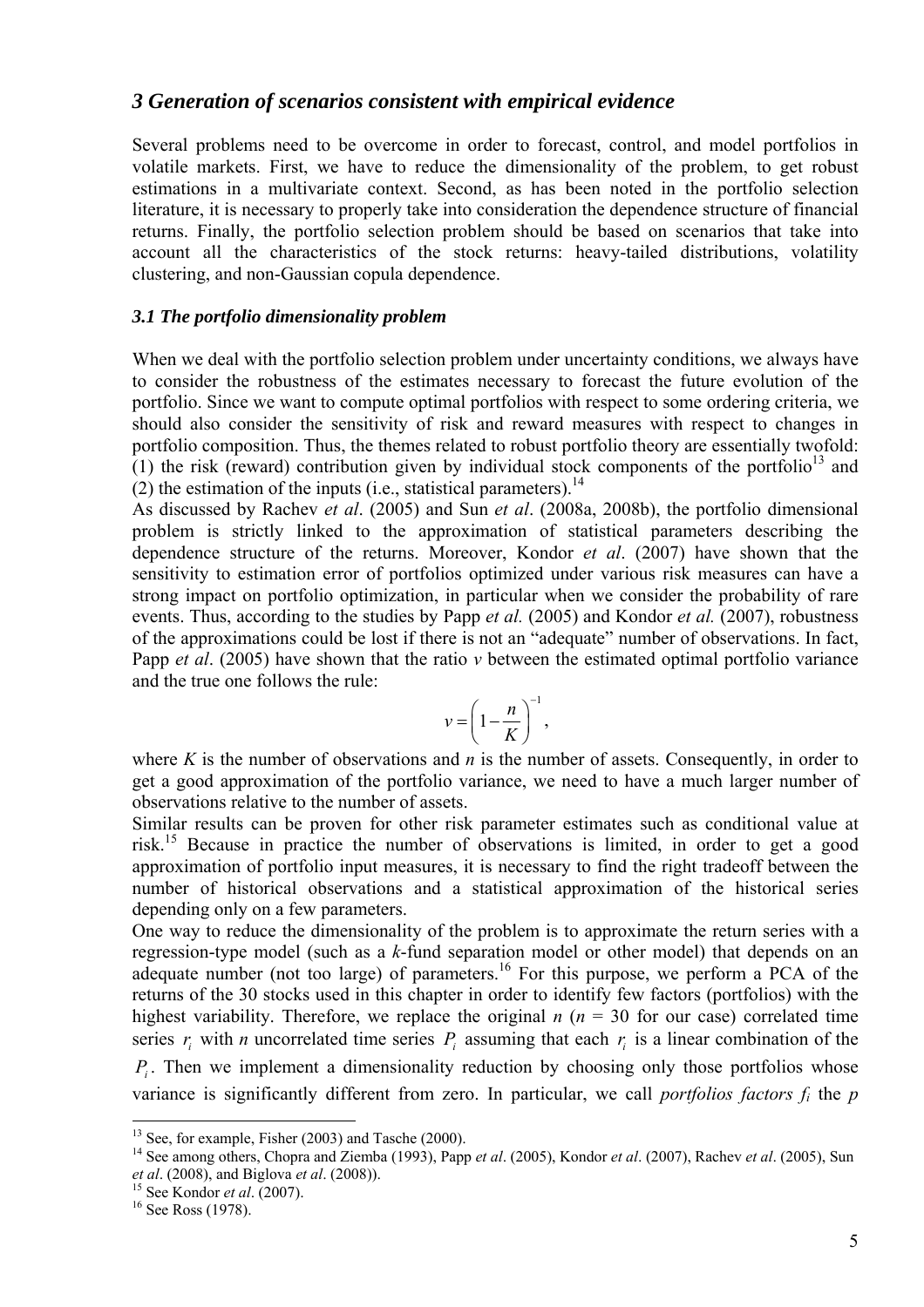## *3 Generation of scenarios consistent with empirical evidence*

Several problems need to be overcome in order to forecast, control, and model portfolios in volatile markets. First, we have to reduce the dimensionality of the problem, to get robust estimations in a multivariate context. Second, as has been noted in the portfolio selection literature, it is necessary to properly take into consideration the dependence structure of financial returns. Finally, the portfolio selection problem should be based on scenarios that take into account all the characteristics of the stock returns: heavy-tailed distributions, volatility clustering, and non-Gaussian copula dependence.

### *3.1 The portfolio dimensionality problem*

When we deal with the portfolio selection problem under uncertainty conditions, we always have to consider the robustness of the estimates necessary to forecast the future evolution of the portfolio. Since we want to compute optimal portfolios with respect to some ordering criteria, we should also consider the sensitivity of risk and reward measures with respect to changes in portfolio composition. Thus, the themes related to robust portfolio theory are essentially twofold: (1) the risk (reward) contribution given by individual stock components of the portfolio[13] and (2) the estimation of the inputs (i.e., statistical parameters).[14]

As discussed by Rachev *et al*. (2005) and Sun *et al*. (2008a, 2008b), the portfolio dimensional problem is strictly linked to the approximation of statistical parameters describing the dependence structure of the returns. Moreover, Kondor *et al*. (2007) have shown that the sensitivity to estimation error of portfolios optimized under various risk measures can have a strong impact on portfolio optimization, in particular when we consider the probability of rare events. Thus, according to the studies by Papp *et al.* (2005) and Kondor *et al.* (2007), robustness of the approximations could be lost if there is not an "adequate" number of observations. In fact, Papp *et al*. (2005) have shown that the ratio $v$ between the estimated optimal portfolio variance and the true one follows the rule:

$$v = \left(1 - \frac{n}{K}\right)^{-1},$$

where $K$ is the number of observations and $n$ is the number of assets. Consequently, in order to get a good approximation of the portfolio variance, we need to have a much larger number of observations relative to the number of assets.

Similar results can be proven for other risk parameter estimates such as conditional value at risk.[15] Because in practice the number of observations is limited, in order to get a good approximation of portfolio input measures, it is necessary to find the right tradeoff between the number of historical observations and a statistical approximation of the historical series depending only on a few parameters.

One way to reduce the dimensionality of the problem is to approximate the return series with a regression-type model (such as a *k*-fund separation model or other model) that depends on an adequate number (not too large) of parameters.[16] For this purpose, we perform a PCA of the returns of the 30 stocks used in this chapter in order to identify few factors (portfolios) with the highest variability. Therefore, we replace the original $n$ ($n$ = 30 for our case) correlated time series $r_i$ with $n$ uncorrelated time series $P_i$ assuming that each $r_i$ is a linear combination of the $P_i$. Then we implement a dimensionality reduction by choosing only those portfolios whose variance is significantly different from zero. In particular, we call *portfolios factors* $f_i$ the $p$

---

[13] See, for example, Fisher (2003) and Tasche (2000).

[14] See among others, Chopra and Ziemba (1993), Papp *et al*. (2005), Kondor *et al*. (2007), Rachev *et al*. (2005), Sun *et al*. (2008), and Biglova *et al*. (2008)).

[15] See Kondor *et al*. (2007).

[16] See Ross (1978).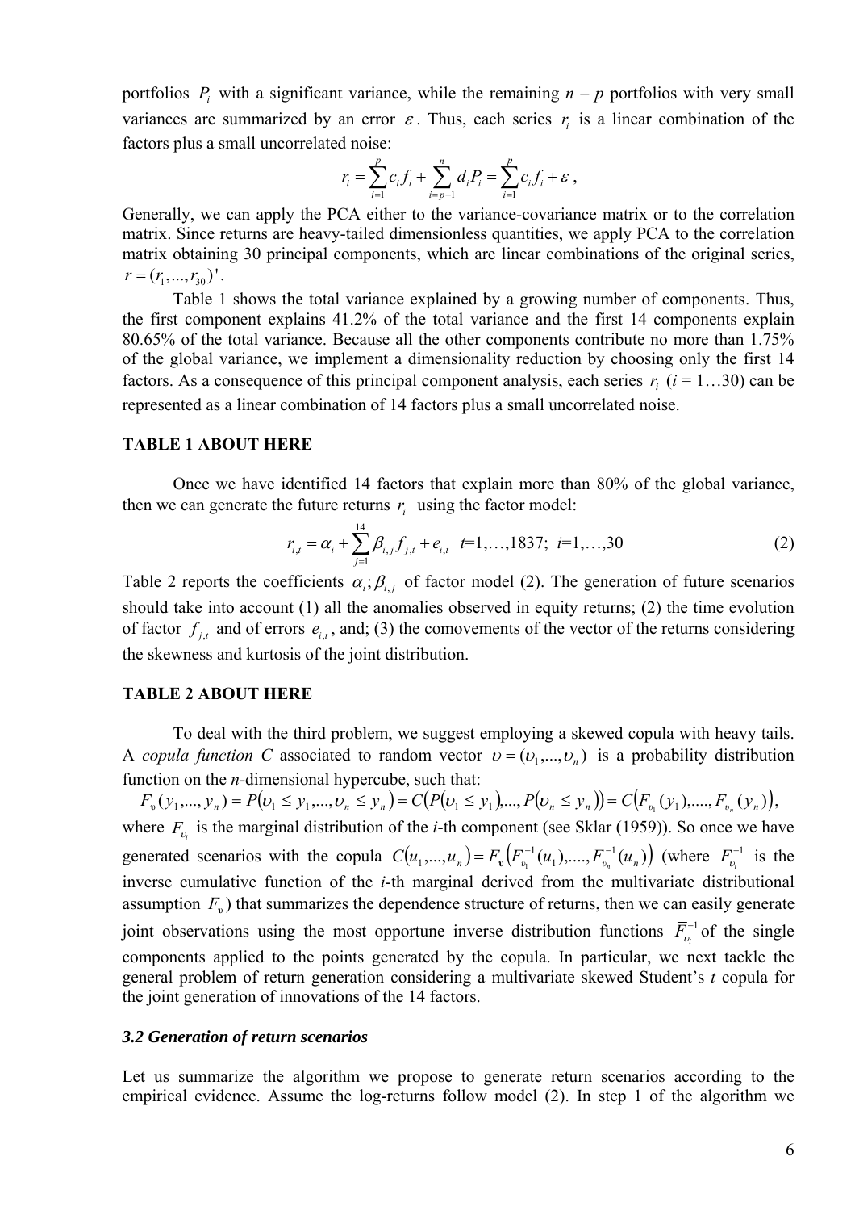portfolios $P_i$ with a significant variance, while the remaining $n - p$ portfolios with very small variances are summarized by an error $\varepsilon$. Thus, each series $r_i$ is a linear combination of the factors plus a small uncorrelated noise:

$$r_i = \sum_{i=1}^{p} c_i f_i + \sum_{i=p+1}^{n} d_i P_i = \sum_{i=1}^{p} c_i f_i + \varepsilon \ ,$$

Generally, we can apply the PCA either to the variance-covariance matrix or to the correlation matrix. Since returns are heavy-tailed dimensionless quantities, we apply PCA to the correlation matrix obtaining 30 principal components, which are linear combinations of the original series, $r = (r_1, ..., r_{30})'$.

Table 1 shows the total variance explained by a growing number of components. Thus, the first component explains 41.2% of the total variance and the first 14 components explain 80.65% of the total variance. Because all the other components contribute no more than 1.75% of the global variance, we implement a dimensionality reduction by choosing only the first 14 factors. As a consequence of this principal component analysis, each series $r_i$ ($i$ = 1…30) can be represented as a linear combination of 14 factors plus a small uncorrelated noise.

**TABLE 1 ABOUT HERE**

Once we have identified 14 factors that explain more than 80% of the global variance, then we can generate the future returns $r_i$ using the factor model:

$$r_{i,t} = \alpha_i + \sum_{j=1}^{14} \beta_{i,j} f_{j,t} + e_{i,t} \quad t=1,\ldots,1837; \ i=1,\ldots,30 \tag{2}$$

Table 2 reports the coefficients $\alpha_i ; \beta_{i,j}$ of factor model (2). The generation of future scenarios should take into account (1) all the anomalies observed in equity returns; (2) the time evolution of factor $f_{j,t}$ and of errors $e_{i,t}$, and; (3) the comovements of the vector of the returns considering the skewness and kurtosis of the joint distribution.

**TABLE 2 ABOUT HERE**

To deal with the third problem, we suggest employing a skewed copula with heavy tails. A *copula function C* associated to random vector $\upsilon = (\upsilon_1, ..., \upsilon_n)$ is a probability distribution function on the *n*-dimensional hypercube, such that:

$$F_{\boldsymbol{\upsilon}}(y_1, ..., y_n) = P(\upsilon_1 \le y_1, ..., \upsilon_n \le y_n) = C(P(\upsilon_1 \le y_1), ..., P(\upsilon_n \le y_n)) = C(F_{\upsilon_1}(y_1), ...., F_{\upsilon_n}(y_n)),$$

where $F_{\upsilon_i}$ is the marginal distribution of the *i*-th component (see Sklar (1959)). So once we have generated scenarios with the copula $C(u_1, ..., u_n) = F_{\boldsymbol{\upsilon}}(F_{\upsilon_1}^{-1}(u_1), ...., F_{\upsilon_n}^{-1}(u_n))$ (where $F_{\upsilon_i}^{-1}$ is the inverse cumulative function of the *i*-th marginal derived from the multivariate distributional assumption $F_{\boldsymbol{\upsilon}}$) that summarizes the dependence structure of returns, then we can easily generate joint observations using the most opportune inverse distribution functions $\overline{F}_{\upsilon_i}^{-1}$ of the single components applied to the points generated by the copula. In particular, we next tackle the general problem of return generation considering a multivariate skewed Student's *t* copula for the joint generation of innovations of the 14 factors.

### *3.2 Generation of return scenarios*

Let us summarize the algorithm we propose to generate return scenarios according to the empirical evidence. Assume the log-returns follow model (2). In step 1 of the algorithm we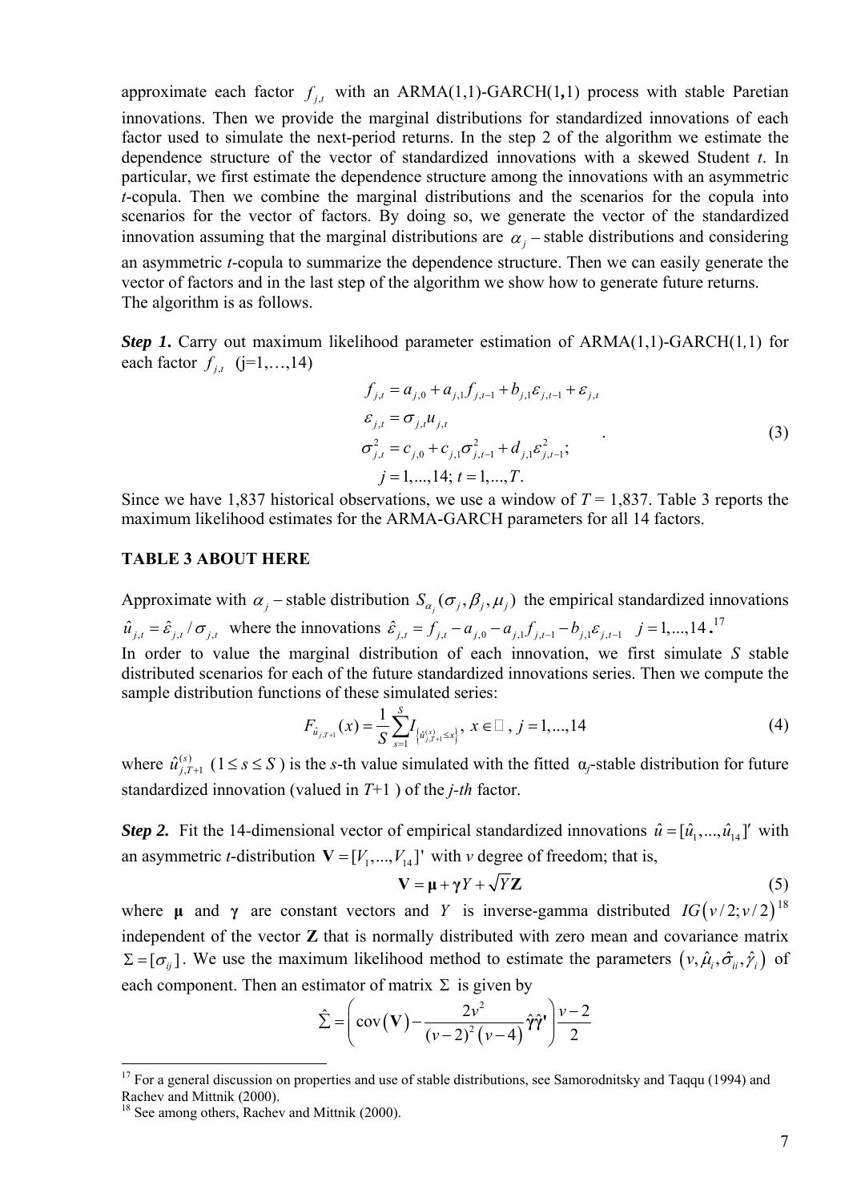approximate each factor $f_{j,t}$ with an ARMA(1,1)-GARCH(1,1) process with stable Paretian innovations. Then we provide the marginal distributions for standardized innovations of each factor used to simulate the next-period returns. In the step 2 of the algorithm we estimate the dependence structure of the vector of standardized innovations with a skewed Student *t*. In particular, we first estimate the dependence structure among the innovations with an asymmetric *t*-copula. Then we combine the marginal distributions and the scenarios for the copula into scenarios for the vector of factors. By doing so, we generate the vector of the standardized innovation assuming that the marginal distributions are $\alpha_j$ – stable distributions and considering an asymmetric *t*-copula to summarize the dependence structure. Then we can easily generate the vector of factors and in the last step of the algorithm we show how to generate future returns.
The algorithm is as follows.

***Step 1.*** Carry out maximum likelihood parameter estimation of ARMA(1,1)-GARCH(1,1) for each factor $f_{j,t}$ (j=1,…,14)

$$
\begin{aligned}
& f_{j,t} = a_{j,0} + a_{j,1} f_{j,t-1} + b_{j,1}\varepsilon_{j,t-1} + \varepsilon_{j,t} \\
& \varepsilon_{j,t} = \sigma_{j,t} u_{j,t} \\
& \sigma_{j,t}^2 = c_{j,0} + c_{j,1}\sigma_{j,t-1}^2 + d_{j,1}\varepsilon_{j,t-1}^2; \\
& \quad j = 1,...,14;\ t = 1,...,T.
\end{aligned}
\tag{3}
$$

Since we have 1,837 historical observations, we use a window of $T$ = 1,837. Table 3 reports the maximum likelihood estimates for the ARMA-GARCH parameters for all 14 factors.

**TABLE 3 ABOUT HERE**

Approximate with $\alpha_j$ – stable distribution $S_{\alpha_j}(\sigma_j, \beta_j, \mu_j)$ the empirical standardized innovations $\hat{u}_{j,t} = \hat{\varepsilon}_{j,t} / \sigma_{j,t}$ where the innovations $\hat{\varepsilon}_{j,t} = f_{j,t} - a_{j,0} - a_{j,1} f_{j,t-1} - b_{j,1}\varepsilon_{j,t-1} \quad j = 1,...,14$.[17]
In order to value the marginal distribution of each innovation, we first simulate $S$ stable distributed scenarios for each of the future standardized innovations series. Then we compute the sample distribution functions of these simulated series:

$$
F_{\hat{u}_{j,T+1}}(x) = \frac{1}{S}\sum_{s=1}^{S} I_{\left\{\hat{u}_{j,T+1}^{(s)} \le x\right\}},\ x \in \mathbb{R},\ j = 1,...,14 \tag{4}
$$

where $\hat{u}_{j,T+1}^{(s)}$ ($1 \le s \le S$) is the *s*-th value simulated with the fitted $\alpha_j$-stable distribution for future standardized innovation (valued in $T$+1 ) of the *j-th* factor.

***Step 2.*** Fit the 14-dimensional vector of empirical standardized innovations $\hat{u} = [\hat{u}_1,...,\hat{u}_{14}]'$ with an asymmetric *t*-distribution $\mathbf{V} = [V_1,...,V_{14}]'$ with *v* degree of freedom; that is,

$$
\mathbf{V} = \boldsymbol{\mu} + \boldsymbol{\gamma} Y + \sqrt{Y}\mathbf{Z} \tag{5}
$$

where $\boldsymbol{\mu}$ and $\boldsymbol{\gamma}$ are constant vectors and $Y$ is inverse-gamma distributed $IG(v/2; v/2)$[18] independent of the vector $\mathbf{Z}$ that is normally distributed with zero mean and covariance matrix $\Sigma = [\sigma_{ij}]$. We use the maximum likelihood method to estimate the parameters $(v, \hat{\mu}_i, \hat{\sigma}_{ii}, \hat{\gamma}_i)$ of each component. Then an estimator of matrix $\Sigma$ is given by

$$
\hat{\Sigma} = \left(\operatorname{cov}(\mathbf{V}) - \frac{2v^2}{(v-2)^2(v-4)}\hat{\boldsymbol{\gamma}}\hat{\boldsymbol{\gamma}}'\right)\frac{v-2}{2}
$$

[17] For a general discussion on properties and use of stable distributions, see Samorodnitsky and Taqqu (1994) and Rachev and Mittnik (2000).
[18] See among others, Rachev and Mittnik (2000).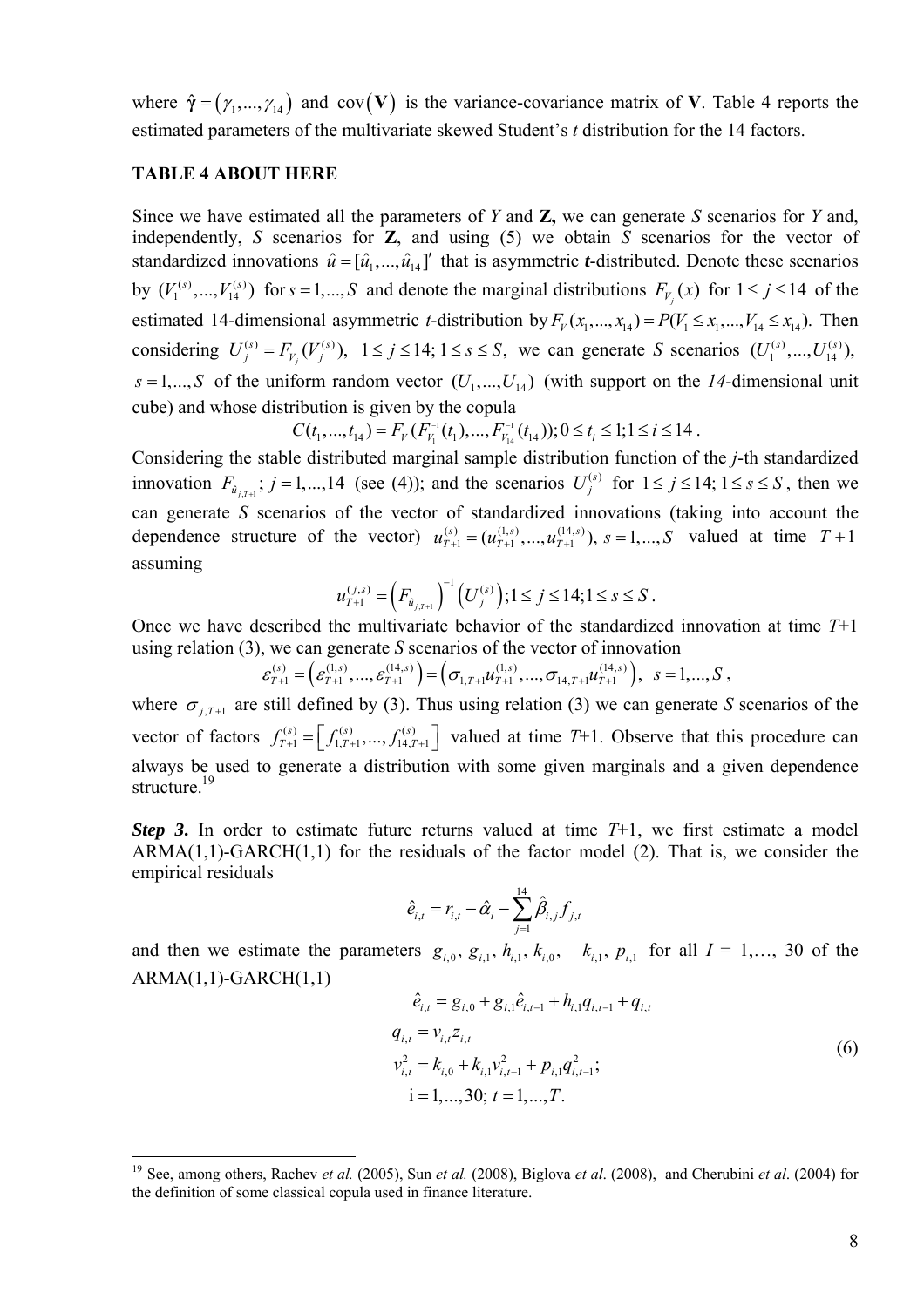where $\hat{\boldsymbol{\gamma}} = (\gamma_1, ..., \gamma_{14})$ and $\text{cov}(\mathbf{V})$ is the variance-covariance matrix of **V**. Table 4 reports the estimated parameters of the multivariate skewed Student's *t* distribution for the 14 factors.

**TABLE 4 ABOUT HERE**

Since we have estimated all the parameters of *Y* and **Z,** we can generate *S* scenarios for *Y* and, independently, *S* scenarios for **Z**, and using (5) we obtain *S* scenarios for the vector of standardized innovations $\hat{u} = [\hat{u}_1, ..., \hat{u}_{14}]'$ that is asymmetric ***t***-distributed. Denote these scenarios by $(V_1^{(s)}, ..., V_{14}^{(s)})$ for $s = 1, ..., S$ and denote the marginal distributions $F_{V_j}(x)$ for $1 \le j \le 14$ of the estimated 14-dimensional asymmetric *t*-distribution by $F_V(x_1, ..., x_{14}) = P(V_1 \le x_1, ..., V_{14} \le x_{14})$. Then considering $U_j^{(s)} = F_{V_j}(V_j^{(s)}),\ 1 \le j \le 14; 1 \le s \le S,$ we can generate *S* scenarios $(U_1^{(s)}, ..., U_{14}^{(s)}),$ $s = 1, ..., S$ of the uniform random vector $(U_1, ..., U_{14})$ (with support on the *14*-dimensional unit cube) and whose distribution is given by the copula

$$C(t_1, ..., t_{14}) = F_V(F_{V_1}^{-1}(t_1), ..., F_{V_{14}}^{-1}(t_{14})); 0 \le t_i \le 1; 1 \le i \le 14 .$$

Considering the stable distributed marginal sample distribution function of the *j*-th standardized innovation $F_{\hat{u}_{j,T+1}}; j = 1, ..., 14$ (see (4)); and the scenarios $U_j^{(s)}$ for $1 \le j \le 14; 1 \le s \le S$, then we can generate *S* scenarios of the vector of standardized innovations (taking into account the dependence structure of the vector) $u_{T+1}^{(s)} = (u_{T+1}^{(1,s)}, ..., u_{T+1}^{(14,s)}),\ s = 1, ..., S$ valued at time $T+1$ assuming

$$u_{T+1}^{(j,s)} = \left(F_{\hat{u}_{j,T+1}}\right)^{-1}\left(U_j^{(s)}\right); 1 \le j \le 14; 1 \le s \le S .$$

Once we have described the multivariate behavior of the standardized innovation at time *T*+1 using relation (3), we can generate *S* scenarios of the vector of innovation

$$\varepsilon_{T+1}^{(s)} = \left(\varepsilon_{T+1}^{(1,s)}, ..., \varepsilon_{T+1}^{(14,s)}\right) = \left(\sigma_{1,T+1} u_{T+1}^{(1,s)}, ..., \sigma_{14,T+1} u_{T+1}^{(14,s)}\right),\ s = 1, ..., S ,$$

where $\sigma_{j,T+1}$ are still defined by (3). Thus using relation (3) we can generate *S* scenarios of the vector of factors $f_{T+1}^{(s)} = \left[f_{1,T+1}^{(s)}, ..., f_{14,T+1}^{(s)}\right]$ valued at time *T*+1. Observe that this procedure can always be used to generate a distribution with some given marginals and a given dependence structure.[19]

***Step 3.*** In order to estimate future returns valued at time *T*+1, we first estimate a model ARMA(1,1)-GARCH(1,1) for the residuals of the factor model (2). That is, we consider the empirical residuals

$$\hat{e}_{i,t} = r_{i,t} - \hat{\alpha}_i - \sum_{j=1}^{14} \hat{\beta}_{i,j} f_{j,t}$$

and then we estimate the parameters $g_{i,0},\ g_{i,1},\ h_{i,1},\ k_{i,0},\ \ k_{i,1},\ p_{i,1}$ for all *I* = 1,…, 30 of the ARMA(1,1)-GARCH(1,1)

$$\begin{aligned}
\hat{e}_{i,t} &= g_{i,0} + g_{i,1}\hat{e}_{i,t-1} + h_{i,1}q_{i,t-1} + q_{i,t} \\
q_{i,t} &= v_{i,t} z_{i,t} \\
v_{i,t}^2 &= k_{i,0} + k_{i,1}v_{i,t-1}^2 + p_{i,1}q_{i,t-1}^2; \\
&\mathrm{i} = 1, ..., 30;\ t = 1, ..., T.
\end{aligned} \tag{6}$$

[19] See, among others, Rachev *et al.* (2005), Sun *et al.* (2008), Biglova *et al*. (2008), and Cherubini *et al*. (2004) for the definition of some classical copula used in finance literature.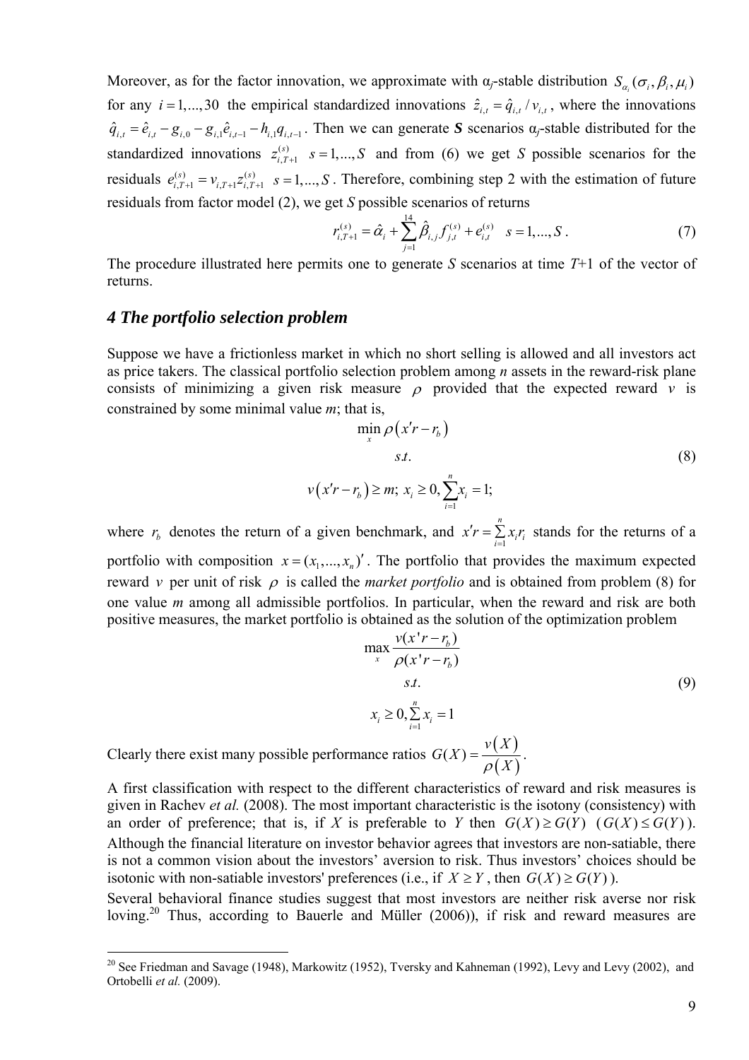Moreover, as for the factor innovation, we approximate with $\alpha_j$-stable distribution $S_{\alpha_i}(\sigma_i, \beta_i, \mu_i)$ for any $i = 1,...,30$ the empirical standardized innovations $\hat{z}_{i,t} = \hat{q}_{i,t} / v_{i,t}$, where the innovations $\hat{q}_{i,t} = \hat{e}_{i,t} - g_{i,0} - g_{i,1}\hat{e}_{i,t-1} - h_{i,1}q_{i,t-1}$. Then we can generate ***S*** scenarios $\alpha_j$-stable distributed for the standardized innovations $z_{i,T+1}^{(s)}$ $s = 1,...,S$ and from (6) we get $S$ possible scenarios for the residuals $e_{i,T+1}^{(s)} = v_{i,T+1} z_{i,T+1}^{(s)}$ $s = 1,...,S$. Therefore, combining step 2 with the estimation of future residuals from factor model (2), we get $S$ possible scenarios of returns

$$r_{i,T+1}^{(s)} = \hat{\alpha}_i + \sum_{j=1}^{14} \hat{\beta}_{i,j} f_{j,t}^{(s)} + e_{i,t}^{(s)} \quad s = 1,...,S . \tag{7}$$

The procedure illustrated here permits one to generate $S$ scenarios at time $T$+1 of the vector of returns.

## *4 The portfolio selection problem*

Suppose we have a frictionless market in which no short selling is allowed and all investors act as price takers. The classical portfolio selection problem among $n$ assets in the reward-risk plane consists of minimizing a given risk measure $\rho$ provided that the expected reward $v$ is constrained by some minimal value $m$; that is,

$$\begin{gathered} \min_x \rho\left(x'r - r_b\right) \\ s.t. \\ v\left(x'r - r_b\right) \geq m;\ x_i \geq 0, \sum_{i=1}^{n} x_i = 1; \end{gathered} \tag{8}$$

where $r_b$ denotes the return of a given benchmark, and $x'r = \sum_{i=1}^{n} x_i r_i$ stands for the returns of a portfolio with composition $x = (x_1,...,x_n)'$. The portfolio that provides the maximum expected reward $v$ per unit of risk $\rho$ is called the *market portfolio* and is obtained from problem (8) for one value $m$ among all admissible portfolios. In particular, when the reward and risk are both positive measures, the market portfolio is obtained as the solution of the optimization problem

$$\begin{gathered} \max_x \frac{v(x'r - r_b)}{\rho(x'r - r_b)} \\ s.t. \\ x_i \geq 0, \sum_{i=1}^{n} x_i = 1 \end{gathered} \tag{9}$$

Clearly there exist many possible performance ratios $G(X) = \dfrac{v\left(X\right)}{\rho\left(X\right)}$.

A first classification with respect to the different characteristics of reward and risk measures is given in Rachev *et al.* (2008). The most important characteristic is the isotony (consistency) with an order of preference; that is, if $X$ is preferable to $Y$ then $G(X) \geq G(Y)$ $(G(X) \leq G(Y))$. Although the financial literature on investor behavior agrees that investors are non-satiable, there is not a common vision about the investors' aversion to risk. Thus investors' choices should be isotonic with non-satiable investors' preferences (i.e., if $X \geq Y$, then $G(X) \geq G(Y)$).

Several behavioral finance studies suggest that most investors are neither risk averse nor risk loving.[20] Thus, according to Bauerle and Müller (2006)), if risk and reward measures are

[20] See Friedman and Savage (1948), Markowitz (1952), Tversky and Kahneman (1992), Levy and Levy (2002), and Ortobelli *et al.* (2009).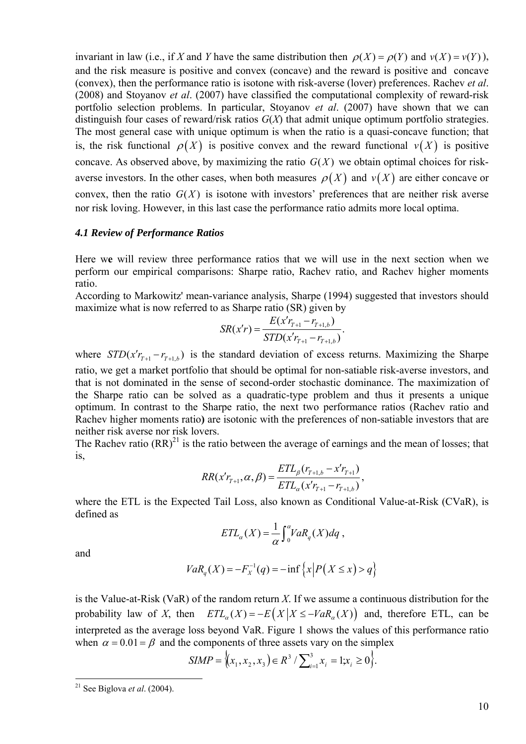invariant in law (i.e., if $X$ and $Y$ have the same distribution then $\rho(X) = \rho(Y)$ and $v(X) = v(Y)$), and the risk measure is positive and convex (concave) and the reward is positive and concave (convex), then the performance ratio is isotone with risk-averse (lover) preferences. Rachev *et al*. (2008) and Stoyanov *et al*. (2007) have classified the computational complexity of reward-risk portfolio selection problems. In particular, Stoyanov *et al*. (2007) have shown that we can distinguish four cases of reward/risk ratios $G(X)$ that admit unique optimum portfolio strategies. The most general case with unique optimum is when the ratio is a quasi-concave function; that is, the risk functional $\rho(X)$ is positive convex and the reward functional $v(X)$ is positive concave. As observed above, by maximizing the ratio $G(X)$ we obtain optimal choices for risk-averse investors. In the other cases, when both measures $\rho(X)$ and $v(X)$ are either concave or convex, then the ratio $G(X)$ is isotone with investors' preferences that are neither risk averse nor risk loving. However, in this last case the performance ratio admits more local optima.

### *4.1 Review of Performance Ratios*

Here we will review three performance ratios that we will use in the next section when we perform our empirical comparisons: Sharpe ratio, Rachev ratio, and Rachev higher moments ratio.

According to Markowitz' mean-variance analysis, Sharpe (1994) suggested that investors should maximize what is now referred to as Sharpe ratio (SR) given by

$$SR(x'r) = \frac{E(x'r_{T+1} - r_{T+1,b})}{STD(x'r_{T+1} - r_{T+1,b})}.$$

where $STD(x'r_{T+1} - r_{T+1,b})$ is the standard deviation of excess returns. Maximizing the Sharpe ratio, we get a market portfolio that should be optimal for non-satiable risk-averse investors, and that is not dominated in the sense of second-order stochastic dominance. The maximization of the Sharpe ratio can be solved as a quadratic-type problem and thus it presents a unique optimum. In contrast to the Sharpe ratio, the next two performance ratios (Rachev ratio and Rachev higher moments ratio) are isotonic with the preferences of non-satiable investors that are neither risk averse nor risk lovers.

The Rachev ratio (RR)[21] is the ratio between the average of earnings and the mean of losses; that is,

$$RR(x'r_{T+1}, \alpha, \beta) = \frac{ETL_\beta(r_{T+1,b} - x'r_{T+1})}{ETL_\alpha(x'r_{T+1} - r_{T+1,b})},$$

where the ETL is the Expected Tail Loss, also known as Conditional Value-at-Risk (CVaR), is defined as

$$ETL_\alpha(X) = \frac{1}{\alpha}\int_0^\alpha VaR_q(X)dq\ ,$$

and

$$VaR_q(X) = -F_X^{-1}(q) = -\inf\left\{x \middle| P(X \le x) > q\right\}$$

is the Value-at-Risk (VaR) of the random return $X$. If we assume a continuous distribution for the probability law of $X$, then $ETL_\alpha(X) = -E\left(X \middle| X \le -VaR_\alpha(X)\right)$ and, therefore ETL, can be interpreted as the average loss beyond VaR. Figure 1 shows the values of this performance ratio when $\alpha = 0.01 = \beta$ and the components of three assets vary on the simplex

$$SIMP = \left\{(x_1, x_2, x_3) \in R^3 \,/\, \textstyle\sum_{i=1}^3 x_i = 1; x_i \ge 0\right\}.$$

[21] See Biglova *et al*. (2004).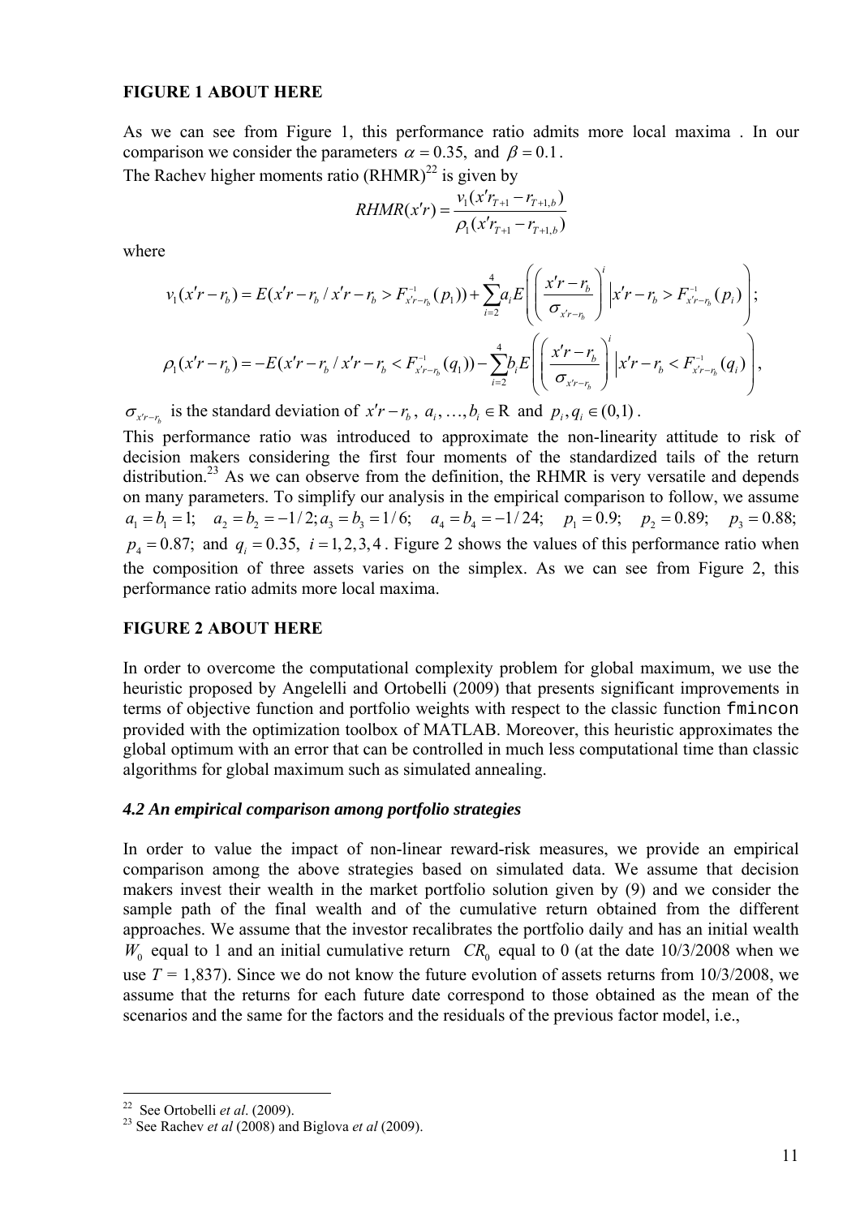**FIGURE 1 ABOUT HERE**

As we can see from Figure 1, this performance ratio admits more local maxima . In our comparison we consider the parameters $\alpha = 0.35,$ and $\beta = 0.1$.

The Rachev higher moments ratio (RHMR)[22] is given by

$$RHMR(x'r) = \frac{v_1(x'r_{T+1} - r_{T+1,b})}{\rho_1(x'r_{T+1} - r_{T+1,b})}$$

where

$$v_1(x'r - r_b) = E(x'r - r_b / x'r - r_b > F^{-1}_{x'r-r_b}(p_1)) + \sum_{i=2}^{4} a_i E\left(\left(\frac{x'r - r_b}{\sigma_{x'r-r_b}}\right)^i \middle| x'r - r_b > F^{-1}_{x'r-r_b}(p_i)\right);$$

$$\rho_1(x'r - r_b) = -E(x'r - r_b / x'r - r_b < F^{-1}_{x'r-r_b}(q_1)) - \sum_{i=2}^{4} b_i E\left(\left(\frac{x'r - r_b}{\sigma_{x'r-r_b}}\right)^i \middle| x'r - r_b < F^{-1}_{x'r-r_b}(q_i)\right),$$

$\sigma_{x'r-r_b}$ is the standard deviation of $x'r - r_b$, $a_i, \ldots, b_i \in \mathrm{R}$ and $p_i, q_i \in (0,1)$.

This performance ratio was introduced to approximate the non-linearity attitude to risk of decision makers considering the first four moments of the standardized tails of the return distribution.[23] As we can observe from the definition, the RHMR is very versatile and depends on many parameters. To simplify our analysis in the empirical comparison to follow, we assume $a_1 = b_1 = 1;$ $a_2 = b_2 = -1/2; a_3 = b_3 = 1/6;$ $a_4 = b_4 = -1/24;$ $p_1 = 0.9;$ $p_2 = 0.89;$ $p_3 = 0.88;$ $p_4 = 0.87;$ and $q_i = 0.35,$ $i = 1,2,3,4$. Figure 2 shows the values of this performance ratio when the composition of three assets varies on the simplex. As we can see from Figure 2, this performance ratio admits more local maxima.

**FIGURE 2 ABOUT HERE**

In order to overcome the computational complexity problem for global maximum, we use the heuristic proposed by Angelelli and Ortobelli (2009) that presents significant improvements in terms of objective function and portfolio weights with respect to the classic function `fmincon` provided with the optimization toolbox of MATLAB. Moreover, this heuristic approximates the global optimum with an error that can be controlled in much less computational time than classic algorithms for global maximum such as simulated annealing.

### *4.2 An empirical comparison among portfolio strategies*

In order to value the impact of non-linear reward-risk measures, we provide an empirical comparison among the above strategies based on simulated data. We assume that decision makers invest their wealth in the market portfolio solution given by (9) and we consider the sample path of the final wealth and of the cumulative return obtained from the different approaches. We assume that the investor recalibrates the portfolio daily and has an initial wealth $W_0$ equal to 1 and an initial cumulative return $CR_0$ equal to 0 (at the date 10/3/2008 when we use $T$ = 1,837). Since we do not know the future evolution of assets returns from 10/3/2008, we assume that the returns for each future date correspond to those obtained as the mean of the scenarios and the same for the factors and the residuals of the previous factor model, i.e.,

---

[22] See Ortobelli *et al*. (2009).

[23] See Rachev *et al* (2008) and Biglova *et al* (2009).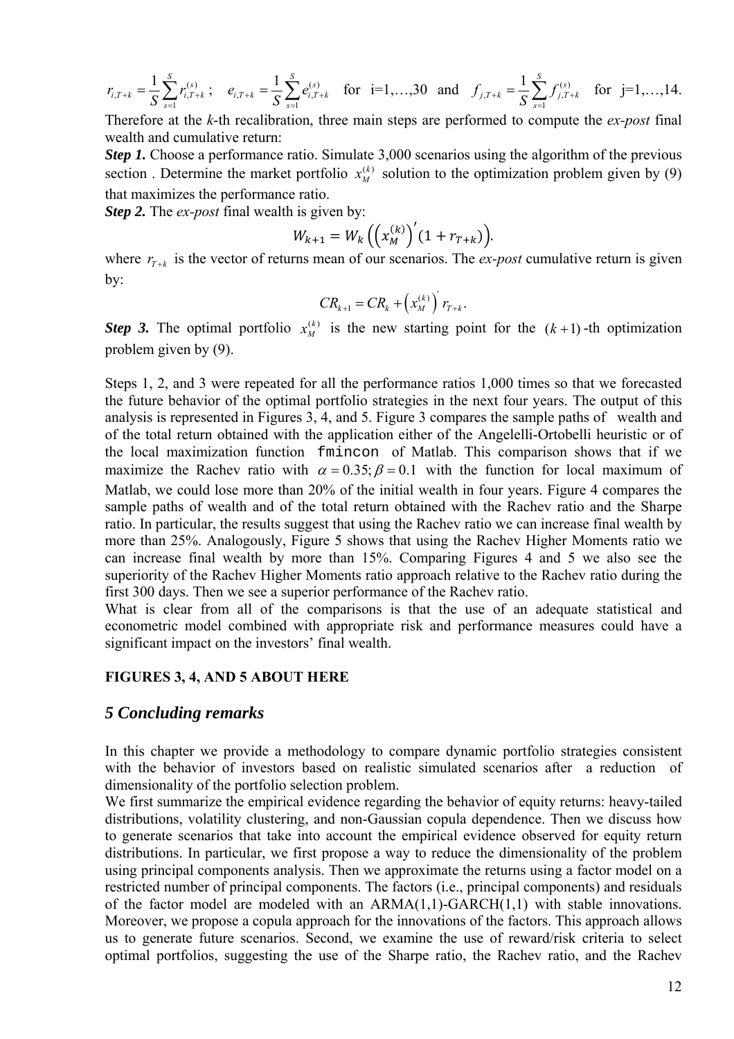$r_{i,T+k} = \frac{1}{S}\sum_{s=1}^{S} r_{i,T+k}^{(s)}$ ; $e_{i,T+k} = \frac{1}{S}\sum_{s=1}^{S} e_{i,T+k}^{(s)}$ for i=1,…,30 and $f_{j,T+k} = \frac{1}{S}\sum_{s=1}^{S} f_{j,T+k}^{(s)}$ for j=1,…,14.

Therefore at the *k*-th recalibration, three main steps are performed to compute the *ex-post* final wealth and cumulative return:

***Step 1.*** Choose a performance ratio. Simulate 3,000 scenarios using the algorithm of the previous section . Determine the market portfolio $x_M^{(k)}$ solution to the optimization problem given by (9) that maximizes the performance ratio.

***Step 2.*** The *ex-post* final wealth is given by:

$$W_{k+1} = W_k\left(\left(x_M^{(k)}\right)'(1 + r_{T+k})\right).$$

where $r_{T+k}$ is the vector of returns mean of our scenarios. The *ex-post* cumulative return is given by:

$$CR_{k+1} = CR_k + \left(x_M^{(k)}\right)' r_{T+k}.$$

***Step 3.*** The optimal portfolio $x_M^{(k)}$ is the new starting point for the $(k+1)$-th optimization problem given by (9).

Steps 1, 2, and 3 were repeated for all the performance ratios 1,000 times so that we forecasted the future behavior of the optimal portfolio strategies in the next four years. The output of this analysis is represented in Figures 3, 4, and 5. Figure 3 compares the sample paths of wealth and of the total return obtained with the application either of the Angelelli-Ortobelli heuristic or of the local maximization function `fmincon` of Matlab. This comparison shows that if we maximize the Rachev ratio with $\alpha = 0.35; \beta = 0.1$ with the function for local maximum of Matlab, we could lose more than 20% of the initial wealth in four years. Figure 4 compares the sample paths of wealth and of the total return obtained with the Rachev ratio and the Sharpe ratio. In particular, the results suggest that using the Rachev ratio we can increase final wealth by more than 25%. Analogously, Figure 5 shows that using the Rachev Higher Moments ratio we can increase final wealth by more than 15%. Comparing Figures 4 and 5 we also see the superiority of the Rachev Higher Moments ratio approach relative to the Rachev ratio during the first 300 days. Then we see a superior performance of the Rachev ratio.

What is clear from all of the comparisons is that the use of an adequate statistical and econometric model combined with appropriate risk and performance measures could have a significant impact on the investors' final wealth.

**FIGURES 3, 4, AND 5 ABOUT HERE**

## *5 Concluding remarks*

In this chapter we provide a methodology to compare dynamic portfolio strategies consistent with the behavior of investors based on realistic simulated scenarios after a reduction of dimensionality of the portfolio selection problem.

We first summarize the empirical evidence regarding the behavior of equity returns: heavy-tailed distributions, volatility clustering, and non-Gaussian copula dependence. Then we discuss how to generate scenarios that take into account the empirical evidence observed for equity return distributions. In particular, we first propose a way to reduce the dimensionality of the problem using principal components analysis. Then we approximate the returns using a factor model on a restricted number of principal components. The factors (i.e., principal components) and residuals of the factor model are modeled with an ARMA(1,1)-GARCH(1,1) with stable innovations. Moreover, we propose a copula approach for the innovations of the factors. This approach allows us to generate future scenarios. Second, we examine the use of reward/risk criteria to select optimal portfolios, suggesting the use of the Sharpe ratio, the Rachev ratio, and the Rachev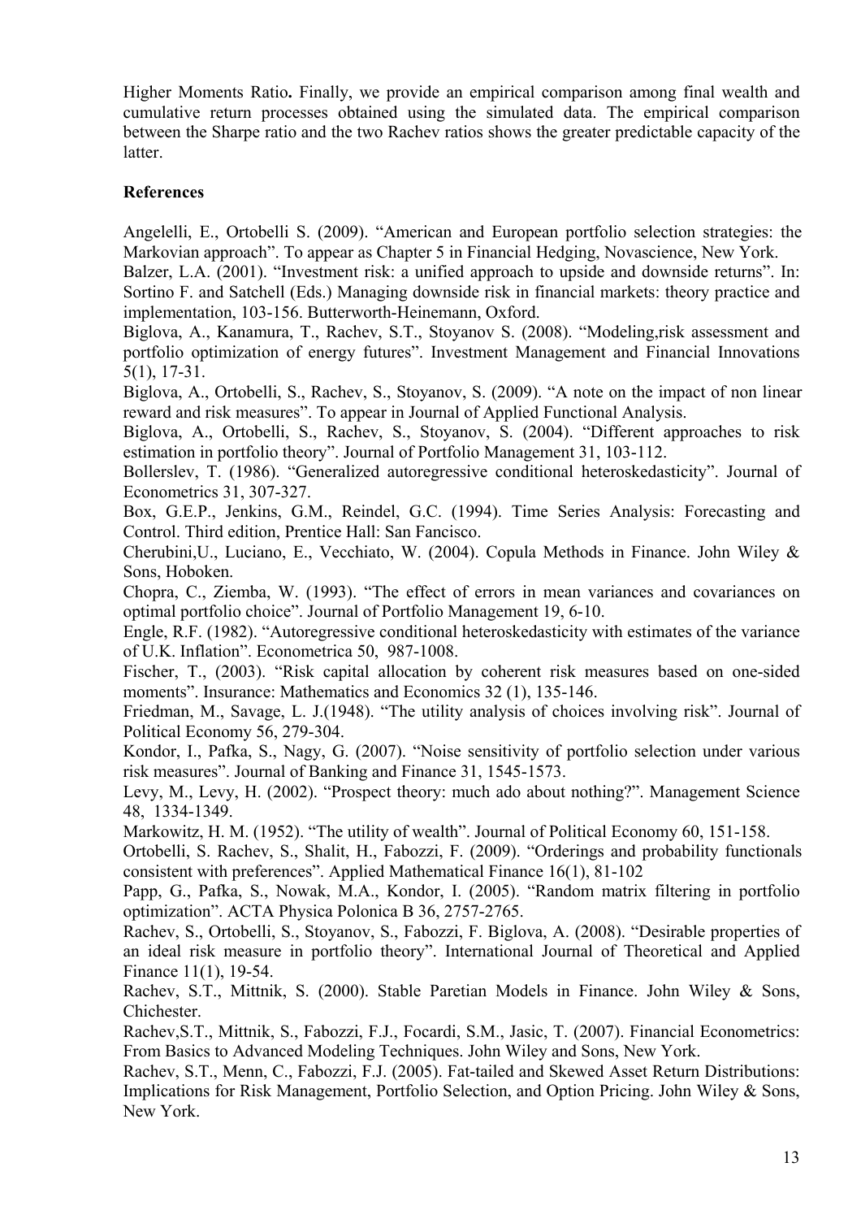Higher Moments Ratio**.** Finally, we provide an empirical comparison among final wealth and cumulative return processes obtained using the simulated data. The empirical comparison between the Sharpe ratio and the two Rachev ratios shows the greater predictable capacity of the latter.

## References

Angelelli, E., Ortobelli S. (2009). "American and European portfolio selection strategies: the Markovian approach". To appear as Chapter 5 in Financial Hedging, Novascience, New York.

Balzer, L.A. (2001). "Investment risk: a unified approach to upside and downside returns". In: Sortino F. and Satchell (Eds.) Managing downside risk in financial markets: theory practice and implementation, 103-156. Butterworth-Heinemann, Oxford.

Biglova, A., Kanamura, T., Rachev, S.T., Stoyanov S. (2008). "Modeling,risk assessment and portfolio optimization of energy futures". Investment Management and Financial Innovations 5(1), 17-31.

Biglova, A., Ortobelli, S., Rachev, S., Stoyanov, S. (2009). "A note on the impact of non linear reward and risk measures". To appear in Journal of Applied Functional Analysis.

Biglova, A., Ortobelli, S., Rachev, S., Stoyanov, S. (2004). "Different approaches to risk estimation in portfolio theory". Journal of Portfolio Management 31, 103-112.

Bollerslev, T. (1986). "Generalized autoregressive conditional heteroskedasticity". Journal of Econometrics 31, 307-327.

Box, G.E.P., Jenkins, G.M., Reindel, G.C. (1994). Time Series Analysis: Forecasting and Control. Third edition, Prentice Hall: San Fancisco.

Cherubini,U., Luciano, E., Vecchiato, W. (2004). Copula Methods in Finance. John Wiley & Sons, Hoboken.

Chopra, C., Ziemba, W. (1993). "The effect of errors in mean variances and covariances on optimal portfolio choice". Journal of Portfolio Management 19, 6-10.

Engle, R.F. (1982). "Autoregressive conditional heteroskedasticity with estimates of the variance of U.K. Inflation". Econometrica 50, 987-1008.

Fischer, T., (2003). "Risk capital allocation by coherent risk measures based on one-sided moments". Insurance: Mathematics and Economics 32 (1), 135-146.

Friedman, M., Savage, L. J.(1948). "The utility analysis of choices involving risk". Journal of Political Economy 56, 279-304.

Kondor, I., Pafka, S., Nagy, G. (2007). "Noise sensitivity of portfolio selection under various risk measures". Journal of Banking and Finance 31, 1545-1573.

Levy, M., Levy, H. (2002). "Prospect theory: much ado about nothing?". Management Science 48, 1334-1349.

Markowitz, H. M. (1952). "The utility of wealth". Journal of Political Economy 60, 151-158.

Ortobelli, S. Rachev, S., Shalit, H., Fabozzi, F. (2009). "Orderings and probability functionals consistent with preferences". Applied Mathematical Finance 16(1), 81-102

Papp, G., Pafka, S., Nowak, M.A., Kondor, I. (2005). "Random matrix filtering in portfolio optimization". ACTA Physica Polonica B 36, 2757-2765.

Rachev, S., Ortobelli, S., Stoyanov, S., Fabozzi, F. Biglova, A. (2008). "Desirable properties of an ideal risk measure in portfolio theory". International Journal of Theoretical and Applied Finance 11(1), 19-54.

Rachev, S.T., Mittnik, S. (2000). Stable Paretian Models in Finance. John Wiley & Sons, Chichester.

Rachev,S.T., Mittnik, S., Fabozzi, F.J., Focardi, S.M., Jasic, T. (2007). Financial Econometrics: From Basics to Advanced Modeling Techniques. John Wiley and Sons, New York.

Rachev, S.T., Menn, C., Fabozzi, F.J. (2005). Fat-tailed and Skewed Asset Return Distributions: Implications for Risk Management, Portfolio Selection, and Option Pricing. John Wiley & Sons, New York.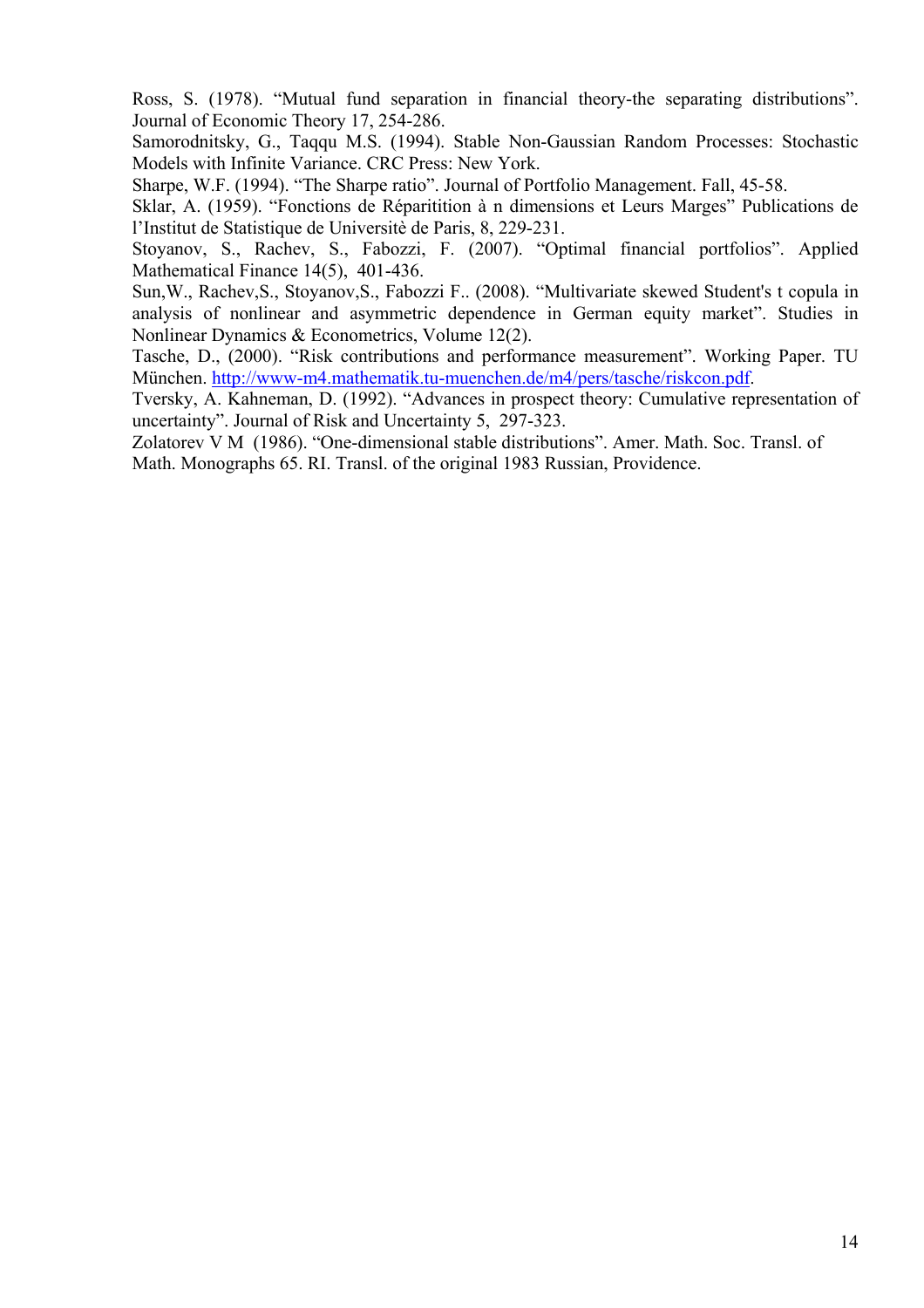Ross, S. (1978). "Mutual fund separation in financial theory-the separating distributions". Journal of Economic Theory 17, 254-286.

Samorodnitsky, G., Taqqu M.S. (1994). Stable Non-Gaussian Random Processes: Stochastic Models with Infinite Variance. CRC Press: New York.

Sharpe, W.F. (1994). "The Sharpe ratio". Journal of Portfolio Management. Fall, 45-58.

Sklar, A. (1959). "Fonctions de Réparitition à n dimensions et Leurs Marges" Publications de l'Institut de Statistique de Universitè de Paris, 8, 229-231.

Stoyanov, S., Rachev, S., Fabozzi, F. (2007). "Optimal financial portfolios". Applied Mathematical Finance 14(5), 401-436.

Sun,W., Rachev,S., Stoyanov,S., Fabozzi F.. (2008). "Multivariate skewed Student's t copula in analysis of nonlinear and asymmetric dependence in German equity market". Studies in Nonlinear Dynamics & Econometrics, Volume 12(2).

Tasche, D., (2000). "Risk contributions and performance measurement". Working Paper. TU München. http://www-m4.mathematik.tu-muenchen.de/m4/pers/tasche/riskcon.pdf.

Tversky, A. Kahneman, D. (1992). "Advances in prospect theory: Cumulative representation of uncertainty". Journal of Risk and Uncertainty 5, 297-323.

Zolatorev V M (1986). "One-dimensional stable distributions". Amer. Math. Soc. Transl. of Math. Monographs 65. RI. Transl. of the original 1983 Russian, Providence.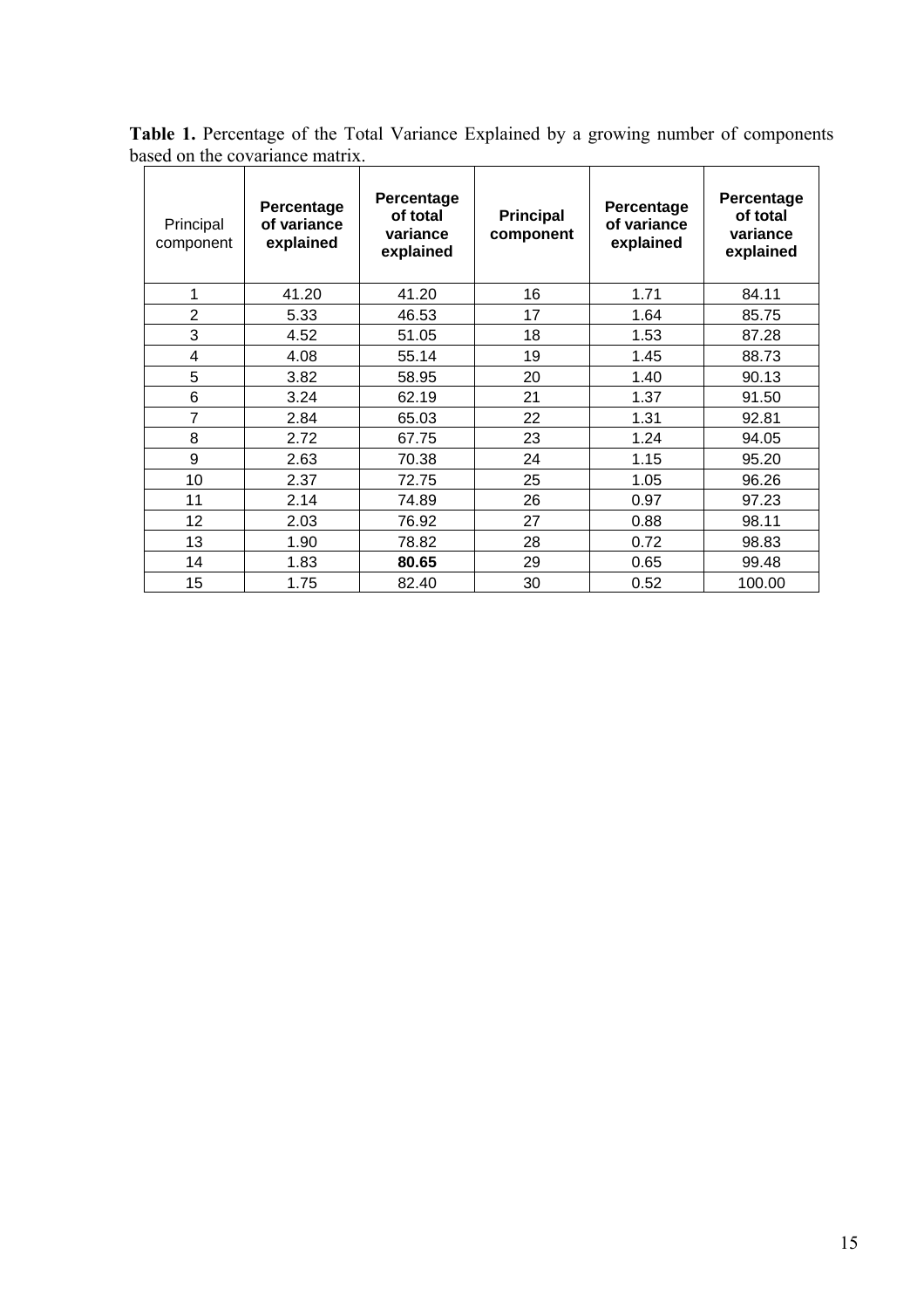**Table 1.** Percentage of the Total Variance Explained by a growing number of components based on the covariance matrix.

| Principal component | **Percentage of variance explained** | **Percentage of total variance explained** | **Principal component** | **Percentage of variance explained** | **Percentage of total variance explained** |
|---|---|---|---|---|---|
| 1 | 41.20 | 41.20 | 16 | 1.71 | 84.11 |
| 2 | 5.33 | 46.53 | 17 | 1.64 | 85.75 |
| 3 | 4.52 | 51.05 | 18 | 1.53 | 87.28 |
| 4 | 4.08 | 55.14 | 19 | 1.45 | 88.73 |
| 5 | 3.82 | 58.95 | 20 | 1.40 | 90.13 |
| 6 | 3.24 | 62.19 | 21 | 1.37 | 91.50 |
| 7 | 2.84 | 65.03 | 22 | 1.31 | 92.81 |
| 8 | 2.72 | 67.75 | 23 | 1.24 | 94.05 |
| 9 | 2.63 | 70.38 | 24 | 1.15 | 95.20 |
| 10 | 2.37 | 72.75 | 25 | 1.05 | 96.26 |
| 11 | 2.14 | 74.89 | 26 | 0.97 | 97.23 |
| 12 | 2.03 | 76.92 | 27 | 0.88 | 98.11 |
| 13 | 1.90 | 78.82 | 28 | 0.72 | 98.83 |
| 14 | 1.83 | **80.65** | 29 | 0.65 | 99.48 |
| 15 | 1.75 | 82.40 | 30 | 0.52 | 100.00 |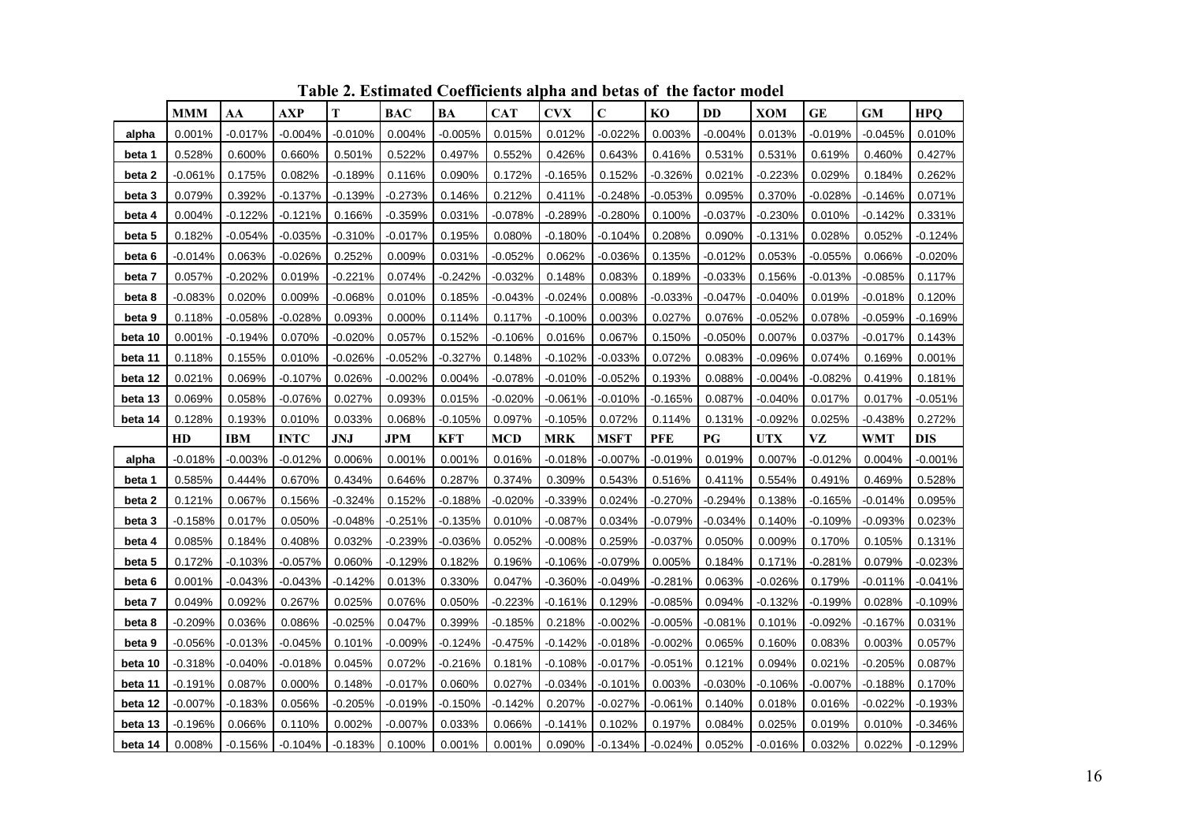**Table 2. Estimated Coefficients alpha and betas of the factor model**

| | MMM | AA | AXP | T | BAC | BA | CAT | CVX | C | KO | DD | XOM | GE | GM | HPQ |
|---|---|---|---|---|---|---|---|---|---|---|---|---|---|---|---|
| alpha | 0.001% | -0.017% | -0.004% | -0.010% | 0.004% | -0.005% | 0.015% | 0.012% | -0.022% | 0.003% | -0.004% | 0.013% | -0.019% | -0.045% | 0.010% |
| beta 1 | 0.528% | 0.600% | 0.660% | 0.501% | 0.522% | 0.497% | 0.552% | 0.426% | 0.643% | 0.416% | 0.531% | 0.531% | 0.619% | 0.460% | 0.427% |
| beta 2 | -0.061% | 0.175% | 0.082% | -0.189% | 0.116% | 0.090% | 0.172% | -0.165% | 0.152% | -0.326% | 0.021% | -0.223% | 0.029% | 0.184% | 0.262% |
| beta 3 | 0.079% | 0.392% | -0.137% | -0.139% | -0.273% | 0.146% | 0.212% | 0.411% | -0.248% | -0.053% | 0.095% | 0.370% | -0.028% | -0.146% | 0.071% |
| beta 4 | 0.004% | -0.122% | -0.121% | 0.166% | -0.359% | 0.031% | -0.078% | -0.289% | -0.280% | 0.100% | -0.037% | -0.230% | 0.010% | -0.142% | 0.331% |
| beta 5 | 0.182% | -0.054% | -0.035% | -0.310% | -0.017% | 0.195% | 0.080% | -0.180% | -0.104% | 0.208% | 0.090% | -0.131% | 0.028% | 0.052% | -0.124% |
| beta 6 | -0.014% | 0.063% | -0.026% | 0.252% | 0.009% | 0.031% | -0.052% | 0.062% | -0.036% | 0.135% | -0.012% | 0.053% | -0.055% | 0.066% | -0.020% |
| beta 7 | 0.057% | -0.202% | 0.019% | -0.221% | 0.074% | -0.242% | -0.032% | 0.148% | 0.083% | 0.189% | -0.033% | 0.156% | -0.013% | -0.085% | 0.117% |
| beta 8 | -0.083% | 0.020% | 0.009% | -0.068% | 0.010% | 0.185% | -0.043% | -0.024% | 0.008% | -0.033% | -0.047% | -0.040% | 0.019% | -0.018% | 0.120% |
| beta 9 | 0.118% | -0.058% | -0.028% | 0.093% | 0.000% | 0.114% | 0.117% | -0.100% | 0.003% | 0.027% | 0.076% | -0.052% | 0.078% | -0.059% | -0.169% |
| beta 10 | 0.001% | -0.194% | 0.070% | -0.020% | 0.057% | 0.152% | -0.106% | 0.016% | 0.067% | 0.150% | -0.050% | 0.007% | 0.037% | -0.017% | 0.143% |
| beta 11 | 0.118% | 0.155% | 0.010% | -0.026% | -0.052% | -0.327% | 0.148% | -0.102% | -0.033% | 0.072% | 0.083% | -0.096% | 0.074% | 0.169% | 0.001% |
| beta 12 | 0.021% | 0.069% | -0.107% | 0.026% | -0.002% | 0.004% | -0.078% | -0.010% | -0.052% | 0.193% | 0.088% | -0.004% | -0.082% | 0.419% | 0.181% |
| beta 13 | 0.069% | 0.058% | -0.076% | 0.027% | 0.093% | 0.015% | -0.020% | -0.061% | -0.010% | -0.165% | 0.087% | -0.040% | 0.017% | 0.017% | -0.051% |
| beta 14 | 0.128% | 0.193% | 0.010% | 0.033% | 0.068% | -0.105% | 0.097% | -0.105% | 0.072% | 0.114% | 0.131% | -0.092% | 0.025% | -0.438% | 0.272% |
| | **HD** | **IBM** | **INTC** | **JNJ** | **JPM** | **KFT** | **MCD** | **MRK** | **MSFT** | **PFE** | **PG** | **UTX** | **VZ** | **WMT** | **DIS** |
| alpha | -0.018% | -0.003% | -0.012% | 0.006% | 0.001% | 0.001% | 0.016% | -0.018% | -0.007% | -0.019% | 0.019% | 0.007% | -0.012% | 0.004% | -0.001% |
| beta 1 | 0.585% | 0.444% | 0.670% | 0.434% | 0.646% | 0.287% | 0.374% | 0.309% | 0.543% | 0.516% | 0.411% | 0.554% | 0.491% | 0.469% | 0.528% |
| beta 2 | 0.121% | 0.067% | 0.156% | -0.324% | 0.152% | -0.188% | -0.020% | -0.339% | 0.024% | -0.270% | -0.294% | 0.138% | -0.165% | -0.014% | 0.095% |
| beta 3 | -0.158% | 0.017% | 0.050% | -0.048% | -0.251% | -0.135% | 0.010% | -0.087% | 0.034% | -0.079% | -0.034% | 0.140% | -0.109% | -0.093% | 0.023% |
| beta 4 | 0.085% | 0.184% | 0.408% | 0.032% | -0.239% | -0.036% | 0.052% | -0.008% | 0.259% | -0.037% | 0.050% | 0.009% | 0.170% | 0.105% | 0.131% |
| beta 5 | 0.172% | -0.103% | -0.057% | 0.060% | -0.129% | 0.182% | 0.196% | -0.106% | -0.079% | 0.005% | 0.184% | 0.171% | -0.281% | 0.079% | -0.023% |
| beta 6 | 0.001% | -0.043% | -0.043% | -0.142% | 0.013% | 0.330% | 0.047% | -0.360% | -0.049% | -0.281% | 0.063% | -0.026% | 0.179% | -0.011% | -0.041% |
| beta 7 | 0.049% | 0.092% | 0.267% | 0.025% | 0.076% | 0.050% | -0.223% | -0.161% | 0.129% | -0.085% | 0.094% | -0.132% | -0.199% | 0.028% | -0.109% |
| beta 8 | -0.209% | 0.036% | 0.086% | -0.025% | 0.047% | 0.399% | -0.185% | 0.218% | -0.002% | -0.005% | -0.081% | 0.101% | -0.092% | -0.167% | 0.031% |
| beta 9 | -0.056% | -0.013% | -0.045% | 0.101% | -0.009% | -0.124% | -0.475% | -0.142% | -0.018% | -0.002% | 0.065% | 0.160% | 0.083% | 0.003% | 0.057% |
| beta 10 | -0.318% | -0.040% | -0.018% | 0.045% | 0.072% | -0.216% | 0.181% | -0.108% | -0.017% | -0.051% | 0.121% | 0.094% | 0.021% | -0.205% | 0.087% |
| beta 11 | -0.191% | 0.087% | 0.000% | 0.148% | -0.017% | 0.060% | 0.027% | -0.034% | -0.101% | 0.003% | -0.030% | -0.106% | -0.007% | -0.188% | 0.170% |
| beta 12 | -0.007% | -0.183% | 0.056% | -0.205% | -0.019% | -0.150% | -0.142% | 0.207% | -0.027% | -0.061% | 0.140% | 0.018% | 0.016% | -0.022% | -0.193% |
| beta 13 | -0.196% | 0.066% | 0.110% | 0.002% | -0.007% | 0.033% | 0.066% | -0.141% | 0.102% | 0.197% | 0.084% | 0.025% | 0.019% | 0.010% | -0.346% |
| beta 14 | 0.008% | -0.156% | -0.104% | -0.183% | 0.100% | 0.001% | 0.001% | 0.090% | -0.134% | -0.024% | 0.052% | -0.016% | 0.032% | 0.022% | -0.129% |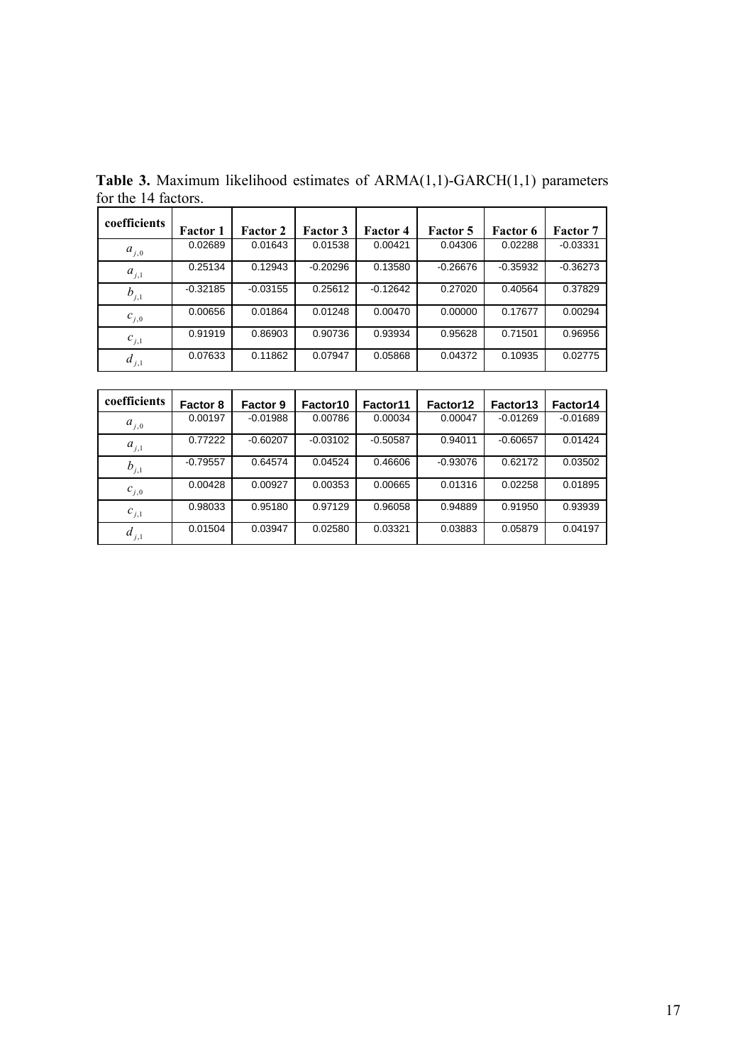**Table 3.** Maximum likelihood estimates of ARMA(1,1)-GARCH(1,1) parameters for the 14 factors.

| coefficients | Factor 1 | Factor 2 | Factor 3 | Factor 4 | Factor 5 | Factor 6 | Factor 7 |
|---|---|---|---|---|---|---|---|
| $a_{j,0}$ | 0.02689 | 0.01643 | 0.01538 | 0.00421 | 0.04306 | 0.02288 | -0.03331 |
| $a_{j,1}$ | 0.25134 | 0.12943 | -0.20296 | 0.13580 | -0.26676 | -0.35932 | -0.36273 |
| $b_{j,1}$ | -0.32185 | -0.03155 | 0.25612 | -0.12642 | 0.27020 | 0.40564 | 0.37829 |
| $c_{j,0}$ | 0.00656 | 0.01864 | 0.01248 | 0.00470 | 0.00000 | 0.17677 | 0.00294 |
| $c_{j,1}$ | 0.91919 | 0.86903 | 0.90736 | 0.93934 | 0.95628 | 0.71501 | 0.96956 |
| $d_{j,1}$ | 0.07633 | 0.11862 | 0.07947 | 0.05868 | 0.04372 | 0.10935 | 0.02775 |

| coefficients | Factor 8 | Factor 9 | Factor10 | Factor11 | Factor12 | Factor13 | Factor14 |
|---|---|---|---|---|---|---|---|
| $a_{j,0}$ | 0.00197 | -0.01988 | 0.00786 | 0.00034 | 0.00047 | -0.01269 | -0.01689 |
| $a_{j,1}$ | 0.77222 | -0.60207 | -0.03102 | -0.50587 | 0.94011 | -0.60657 | 0.01424 |
| $b_{j,1}$ | -0.79557 | 0.64574 | 0.04524 | 0.46606 | -0.93076 | 0.62172 | 0.03502 |
| $c_{j,0}$ | 0.00428 | 0.00927 | 0.00353 | 0.00665 | 0.01316 | 0.02258 | 0.01895 |
| $c_{j,1}$ | 0.98033 | 0.95180 | 0.97129 | 0.96058 | 0.94889 | 0.91950 | 0.93939 |
| $d_{j,1}$ | 0.01504 | 0.03947 | 0.02580 | 0.03321 | 0.03883 | 0.05879 | 0.04197 |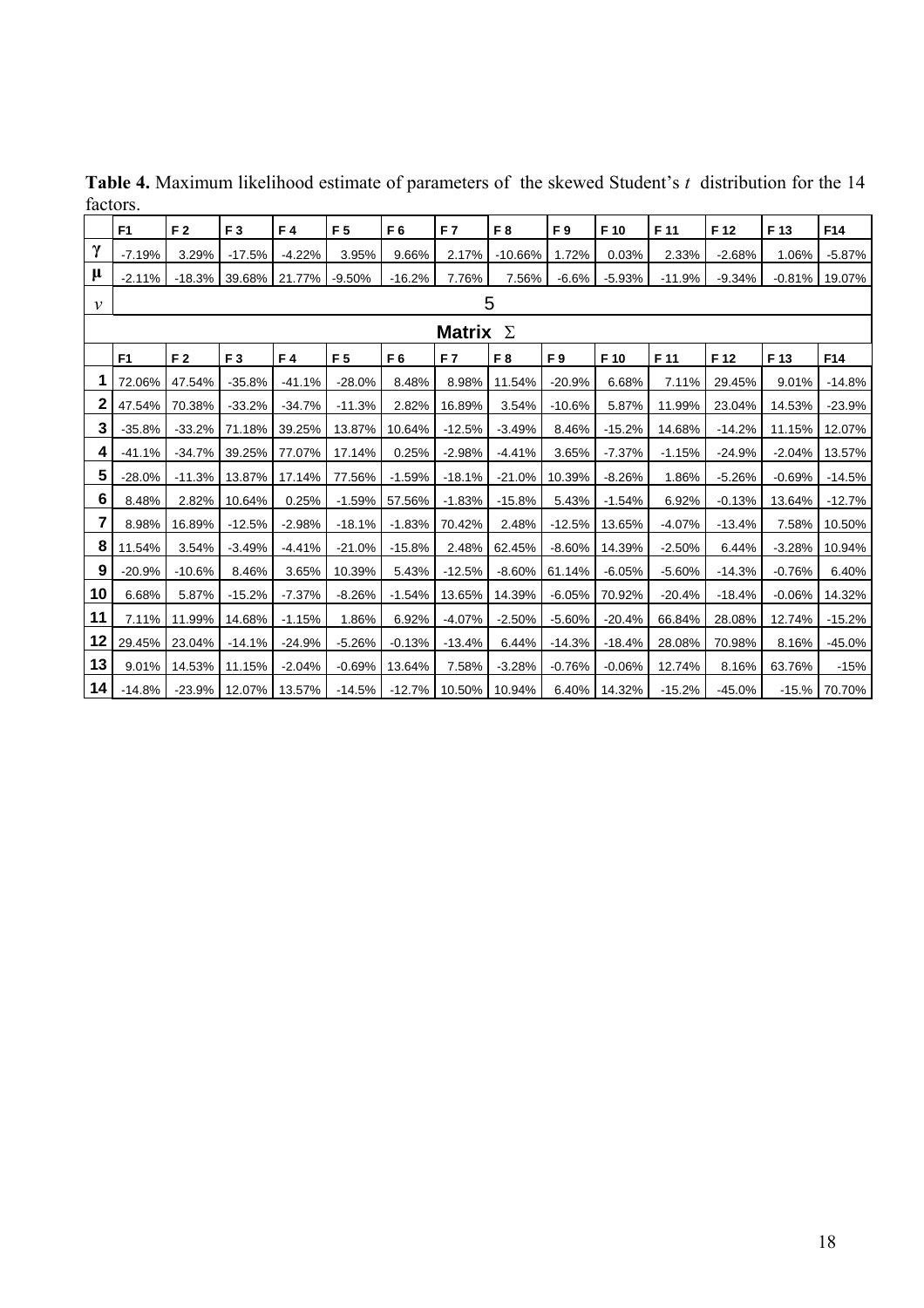**Table 4.** Maximum likelihood estimate of parameters of the skewed Student's $t$ distribution for the 14 factors.

| | F1 | F 2 | F 3 | F 4 | F 5 | F 6 | F 7 | F 8 | F 9 | F 10 | F 11 | F 12 | F 13 | F14 |
|---|---|---|---|---|---|---|---|---|---|---|---|---|---|---|
| $\gamma$ | -7.19% | 3.29% | -17.5% | -4.22% | 3.95% | 9.66% | 2.17% | -10.66% | 1.72% | 0.03% | 2.33% | -2.68% | 1.06% | -5.87% |
| $\mu$ | -2.11% | -18.3% | 39.68% | 21.77% | -9.50% | -16.2% | 7.76% | 7.56% | -6.6% | -5.93% | -11.9% | -9.34% | -0.81% | 19.07% |
| $v$ | 5 | | | | | | | | | | | | | |
| **Matrix $\Sigma$** | | | | | | | | | | | | | | |
| | F1 | F 2 | F 3 | F 4 | F 5 | F 6 | F 7 | F 8 | F 9 | F 10 | F 11 | F 12 | F 13 | F14 |
| **1** | 72.06% | 47.54% | -35.8% | -41.1% | -28.0% | 8.48% | 8.98% | 11.54% | -20.9% | 6.68% | 7.11% | 29.45% | 9.01% | -14.8% |
| **2** | 47.54% | 70.38% | -33.2% | -34.7% | -11.3% | 2.82% | 16.89% | 3.54% | -10.6% | 5.87% | 11.99% | 23.04% | 14.53% | -23.9% |
| **3** | -35.8% | -33.2% | 71.18% | 39.25% | 13.87% | 10.64% | -12.5% | -3.49% | 8.46% | -15.2% | 14.68% | -14.2% | 11.15% | 12.07% |
| **4** | -41.1% | -34.7% | 39.25% | 77.07% | 17.14% | 0.25% | -2.98% | -4.41% | 3.65% | -7.37% | -1.15% | -24.9% | -2.04% | 13.57% |
| **5** | -28.0% | -11.3% | 13.87% | 17.14% | 77.56% | -1.59% | -18.1% | -21.0% | 10.39% | -8.26% | 1.86% | -5.26% | -0.69% | -14.5% |
| **6** | 8.48% | 2.82% | 10.64% | 0.25% | -1.59% | 57.56% | -1.83% | -15.8% | 5.43% | -1.54% | 6.92% | -0.13% | 13.64% | -12.7% |
| **7** | 8.98% | 16.89% | -12.5% | -2.98% | -18.1% | -1.83% | 70.42% | 2.48% | -12.5% | 13.65% | -4.07% | -13.4% | 7.58% | 10.50% |
| **8** | 11.54% | 3.54% | -3.49% | -4.41% | -21.0% | -15.8% | 2.48% | 62.45% | -8.60% | 14.39% | -2.50% | 6.44% | -3.28% | 10.94% |
| **9** | -20.9% | -10.6% | 8.46% | 3.65% | 10.39% | 5.43% | -12.5% | -8.60% | 61.14% | -6.05% | -5.60% | -14.3% | -0.76% | 6.40% |
| **10** | 6.68% | 5.87% | -15.2% | -7.37% | -8.26% | -1.54% | 13.65% | 14.39% | -6.05% | 70.92% | -20.4% | -18.4% | -0.06% | 14.32% |
| **11** | 7.11% | 11.99% | 14.68% | -1.15% | 1.86% | 6.92% | -4.07% | -2.50% | -5.60% | -20.4% | 66.84% | 28.08% | 12.74% | -15.2% |
| **12** | 29.45% | 23.04% | -14.1% | -24.9% | -5.26% | -0.13% | -13.4% | 6.44% | -14.3% | -18.4% | 28.08% | 70.98% | 8.16% | -45.0% |
| **13** | 9.01% | 14.53% | 11.15% | -2.04% | -0.69% | 13.64% | 7.58% | -3.28% | -0.76% | -0.06% | 12.74% | 8.16% | 63.76% | -15% |
| **14** | -14.8% | -23.9% | 12.07% | 13.57% | -14.5% | -12.7% | 10.50% | 10.94% | 6.40% | 14.32% | -15.2% | -45.0% | -15.% | 70.70% |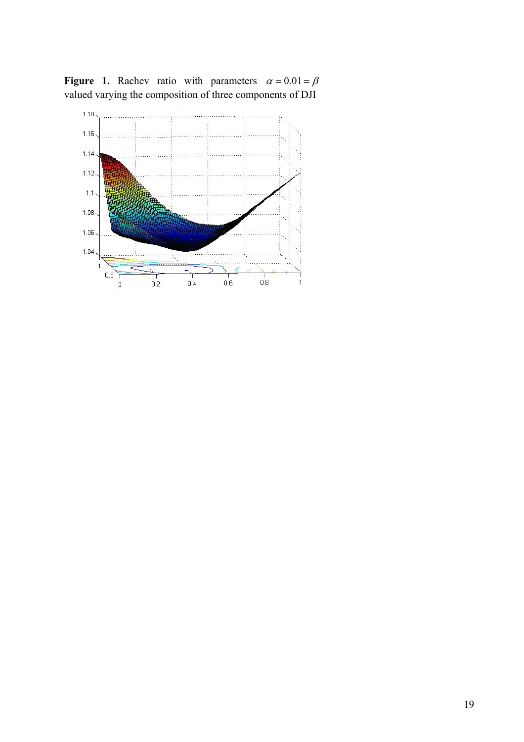**Figure 1.** Rachev ratio with parameters $\alpha = 0.01 = \beta$ valued varying the composition of three components of DJI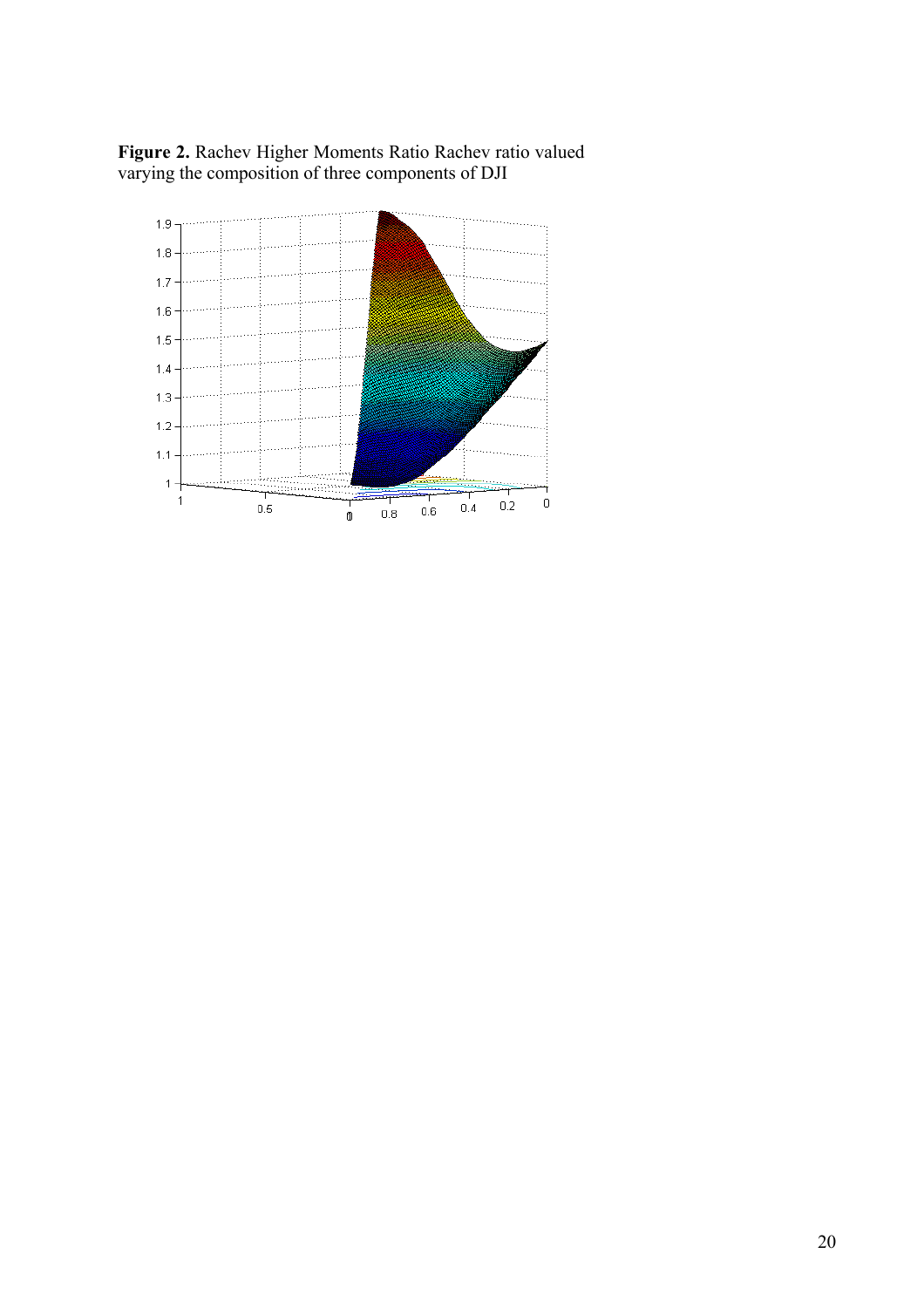**Figure 2.** Rachev Higher Moments Ratio Rachev ratio valued varying the composition of three components of DJI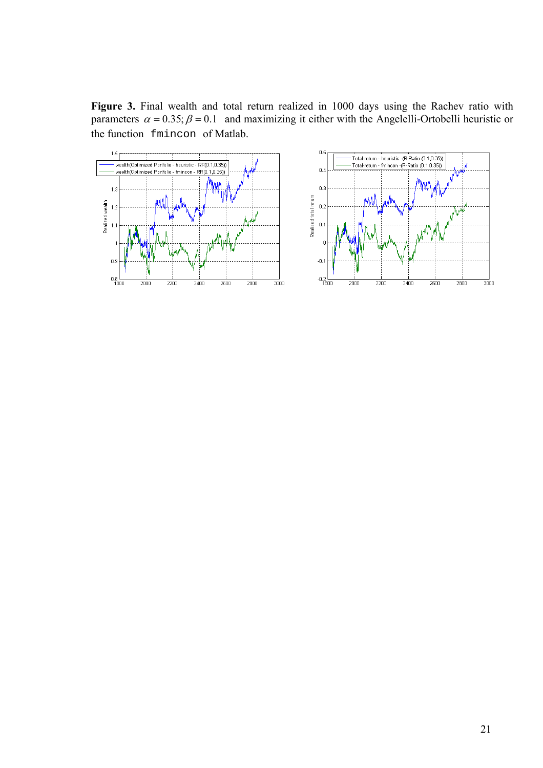**Figure 3.** Final wealth and total return realized in 1000 days using the Rachev ratio with parameters $\alpha = 0.35; \beta = 0.1$ and maximizing it either with the Angelelli-Ortobelli heuristic or the function `fmincon` of Matlab.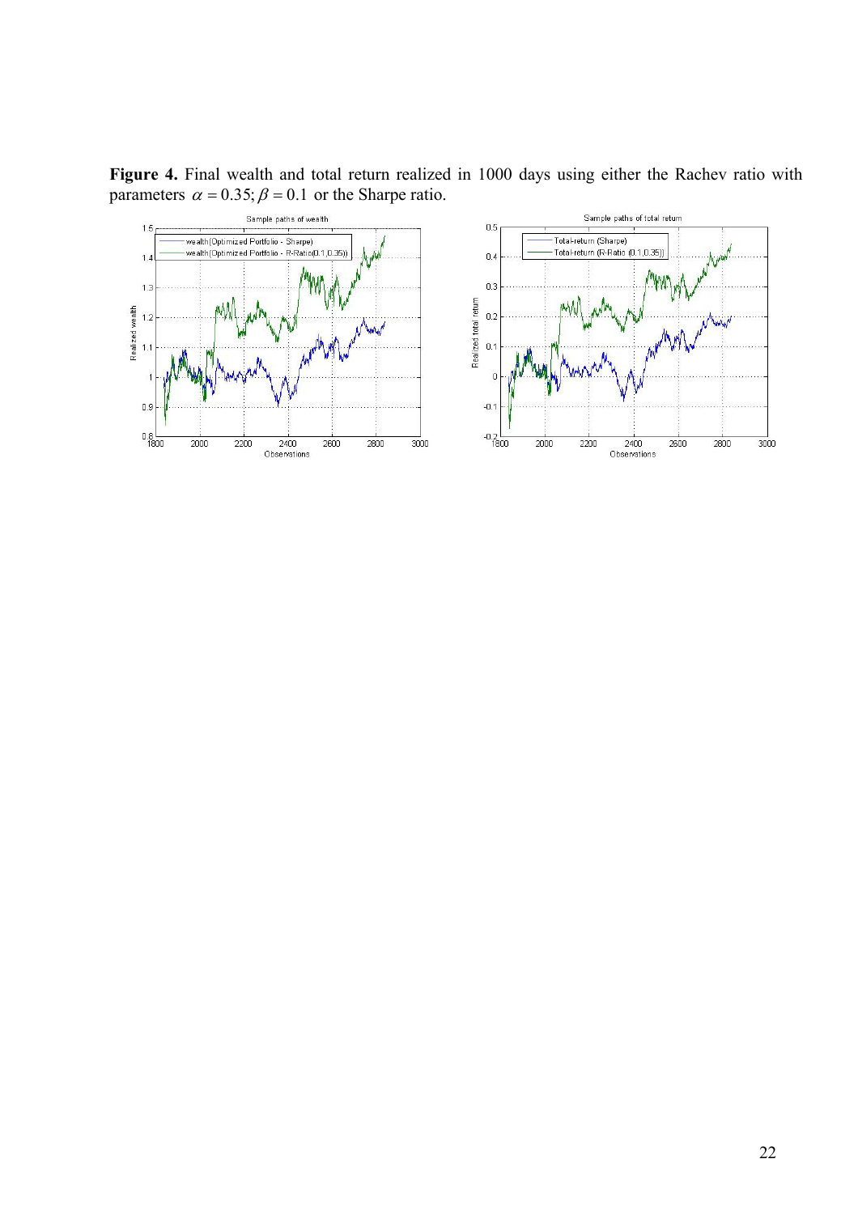**Figure 4.** Final wealth and total return realized in 1000 days using either the Rachev ratio with parameters $\alpha = 0.35; \beta = 0.1$ or the Sharpe ratio.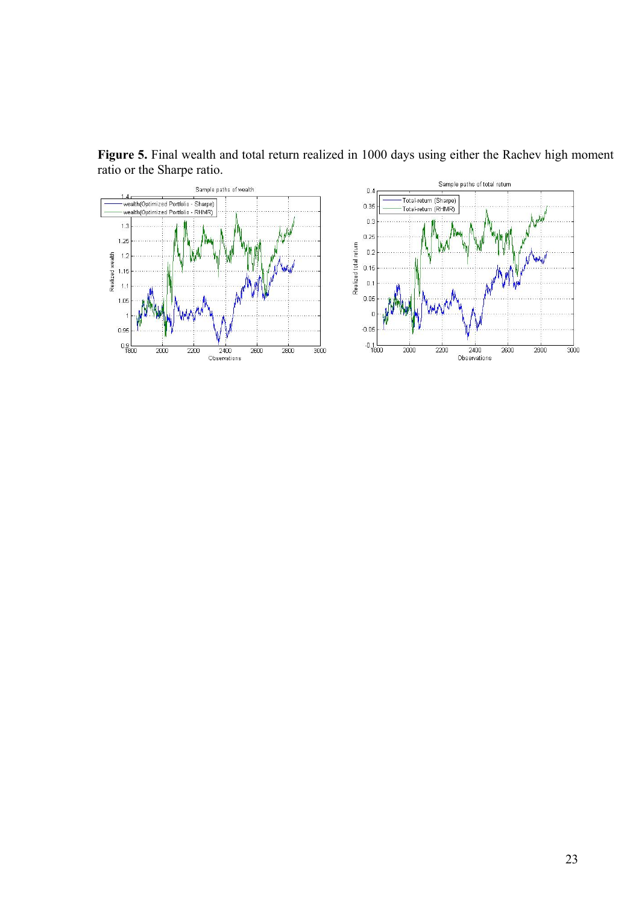**Figure 5.** Final wealth and total return realized in 1000 days using either the Rachev high moment ratio or the Sharpe ratio.

Sample paths of wealth

wealth(Optimized Portfolio - Sharpe)
wealth(Optimized Portfolio - RHMR)

Realized wealth

Observations

1.4
1.35
1.3
1.25
1.2
1.15
1.1
1.05
1
0.95
0.9

1800 2000 2200 2400 2600 2800 3000

Sample paths of total return

Total-return (Sharpe)
Total-return (RHMR)

Realized total return

Observations

0.4
0.35
0.3
0.25
0.2
0.15
0.1
0.05
0
-0.05
-0.1

1800 2000 2200 2400 2600 2800 3000